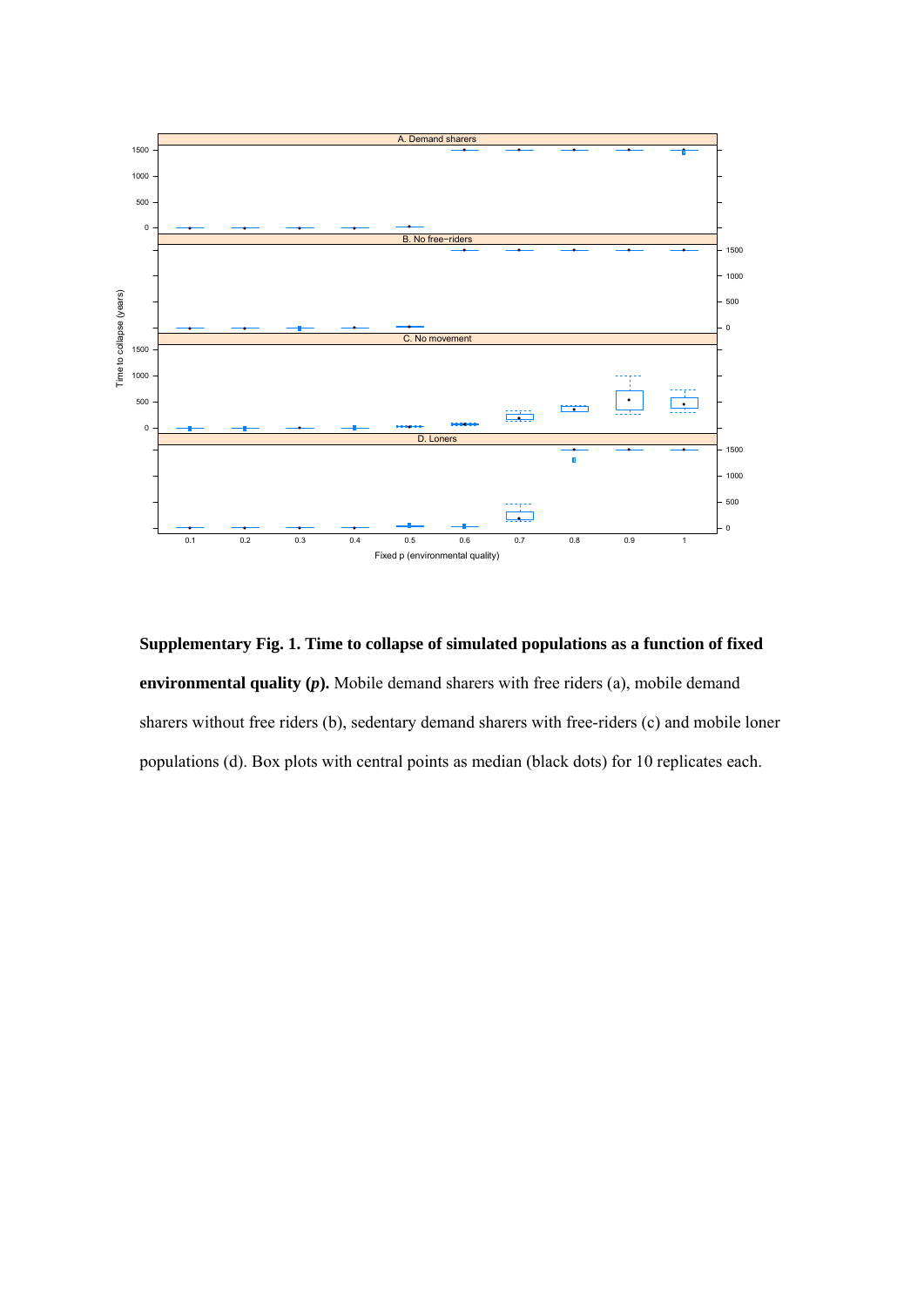**Supplementary Fig. 1. Time to collapse of simulated populations as a function of fixed environmental quality (*p*).** Mobile demand sharers with free riders (a), mobile demand sharers without free riders (b), sedentary demand sharers with free-riders (c) and mobile loner populations (d). Box plots with central points as median (black dots) for 10 replicates each.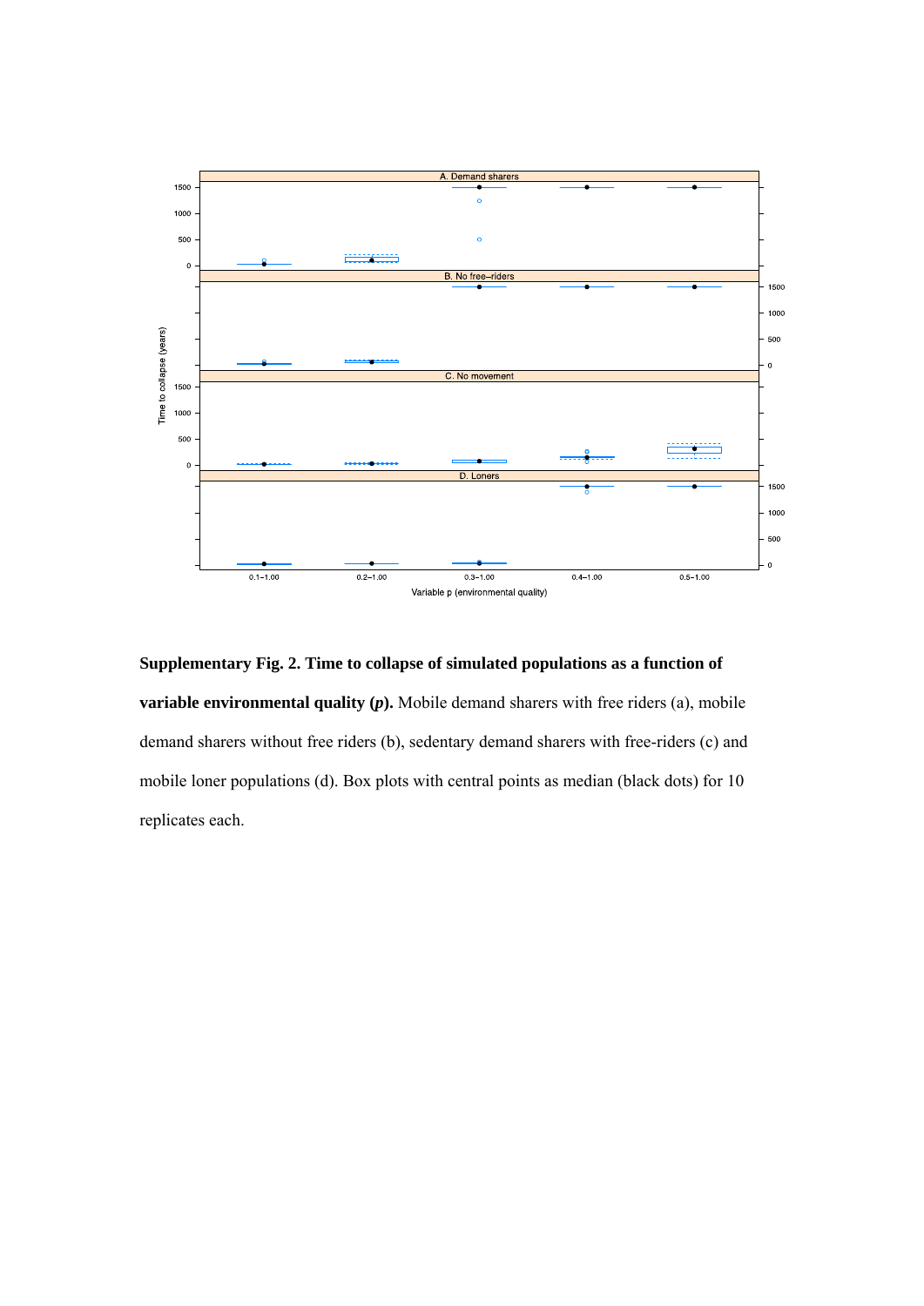**Supplementary Fig. 2. Time to collapse of simulated populations as a function of variable environmental quality (*p*).** Mobile demand sharers with free riders (a), mobile demand sharers without free riders (b), sedentary demand sharers with free-riders (c) and mobile loner populations (d). Box plots with central points as median (black dots) for 10 replicates each.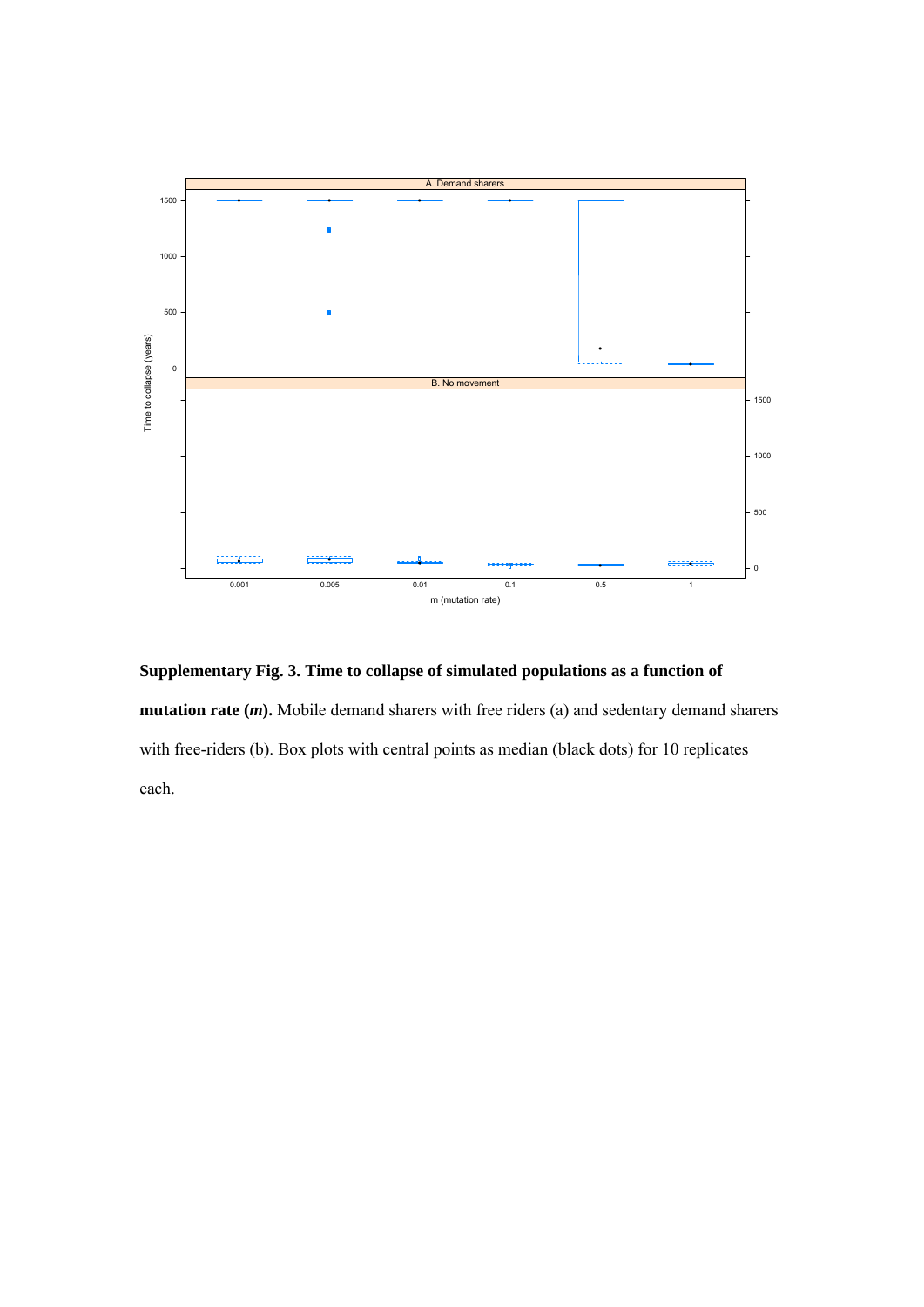**Supplementary Fig. 3. Time to collapse of simulated populations as a function of mutation rate (*m*).** Mobile demand sharers with free riders (a) and sedentary demand sharers with free-riders (b). Box plots with central points as median (black dots) for 10 replicates each.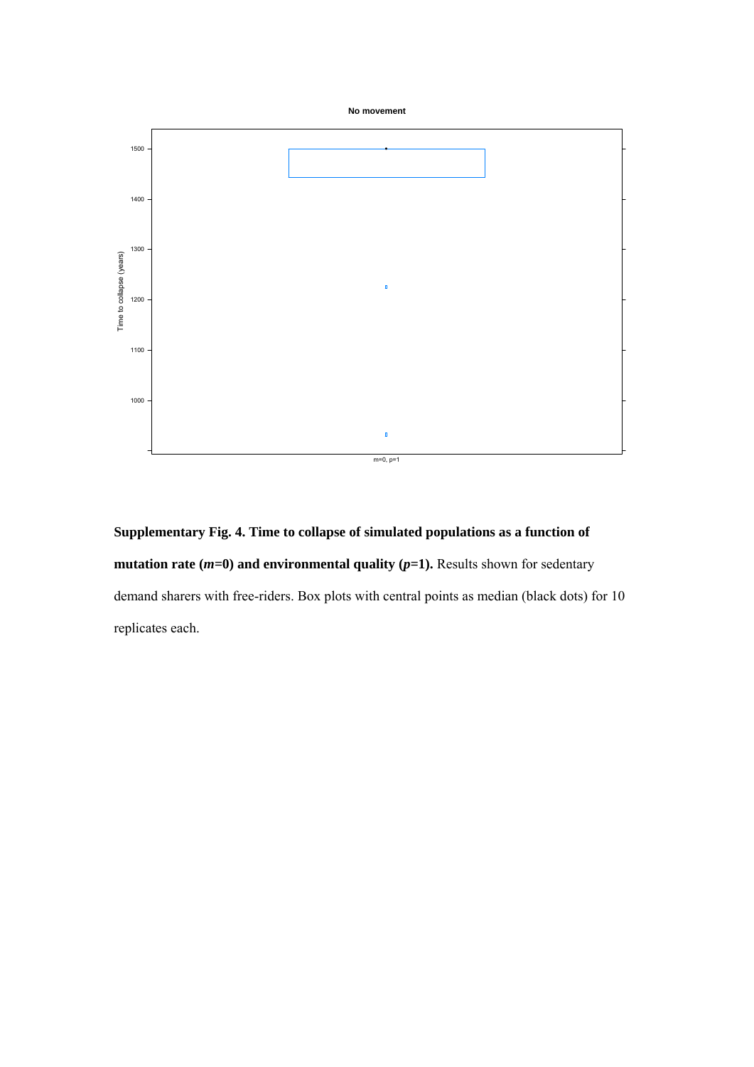Supplementary Fig. 4. Time to collapse of simulated populations as a function of mutation rate (*m*=0) and environmental quality (*p*=1).

**Supplementary Fig. 4. Time to collapse of simulated populations as a function of mutation rate (*m*=0) and environmental quality (*p*=1).** Results shown for sedentary demand sharers with free-riders. Box plots with central points as median (black dots) for 10 replicates each.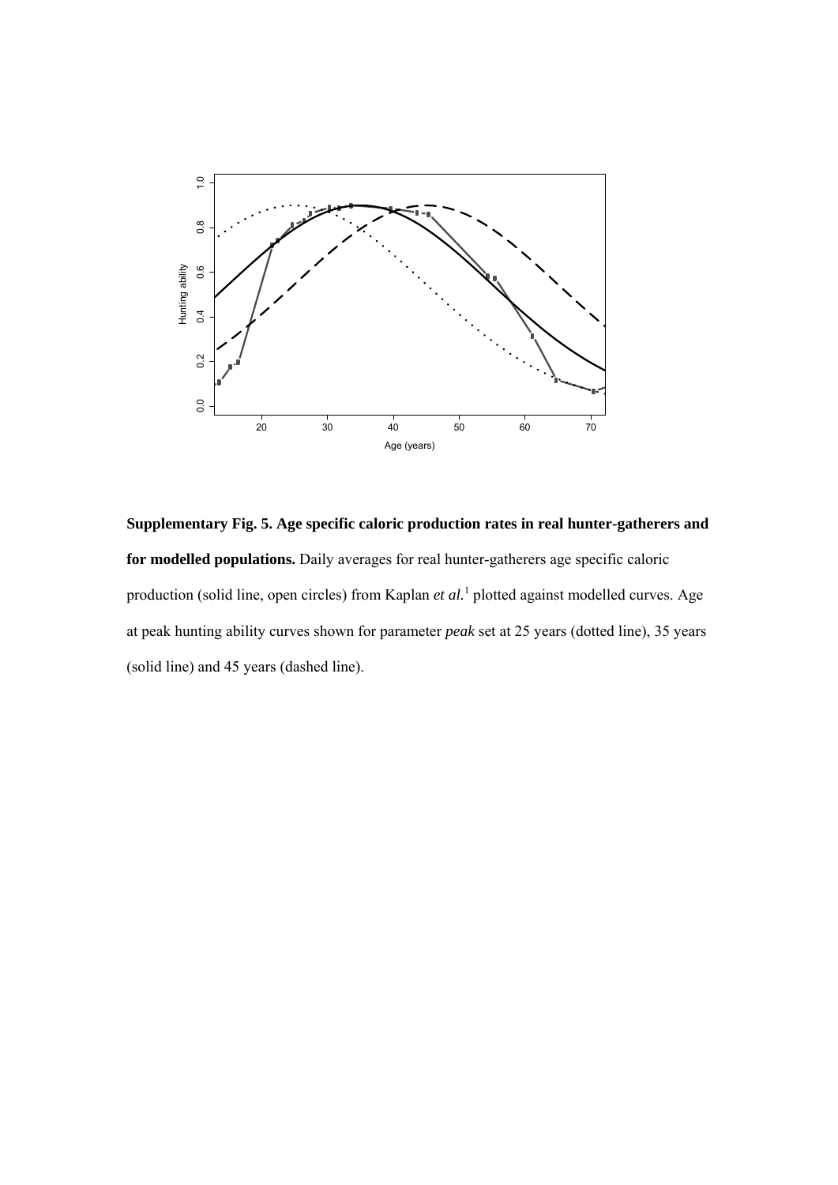**Supplementary Fig. 5. Age specific caloric production rates in real hunter-gatherers and for modelled populations.** Daily averages for real hunter-gatherers age specific caloric production (solid line, open circles) from Kaplan *et al.*[1] plotted against modelled curves. Age at peak hunting ability curves shown for parameter *peak* set at 25 years (dotted line), 35 years (solid line) and 45 years (dashed line).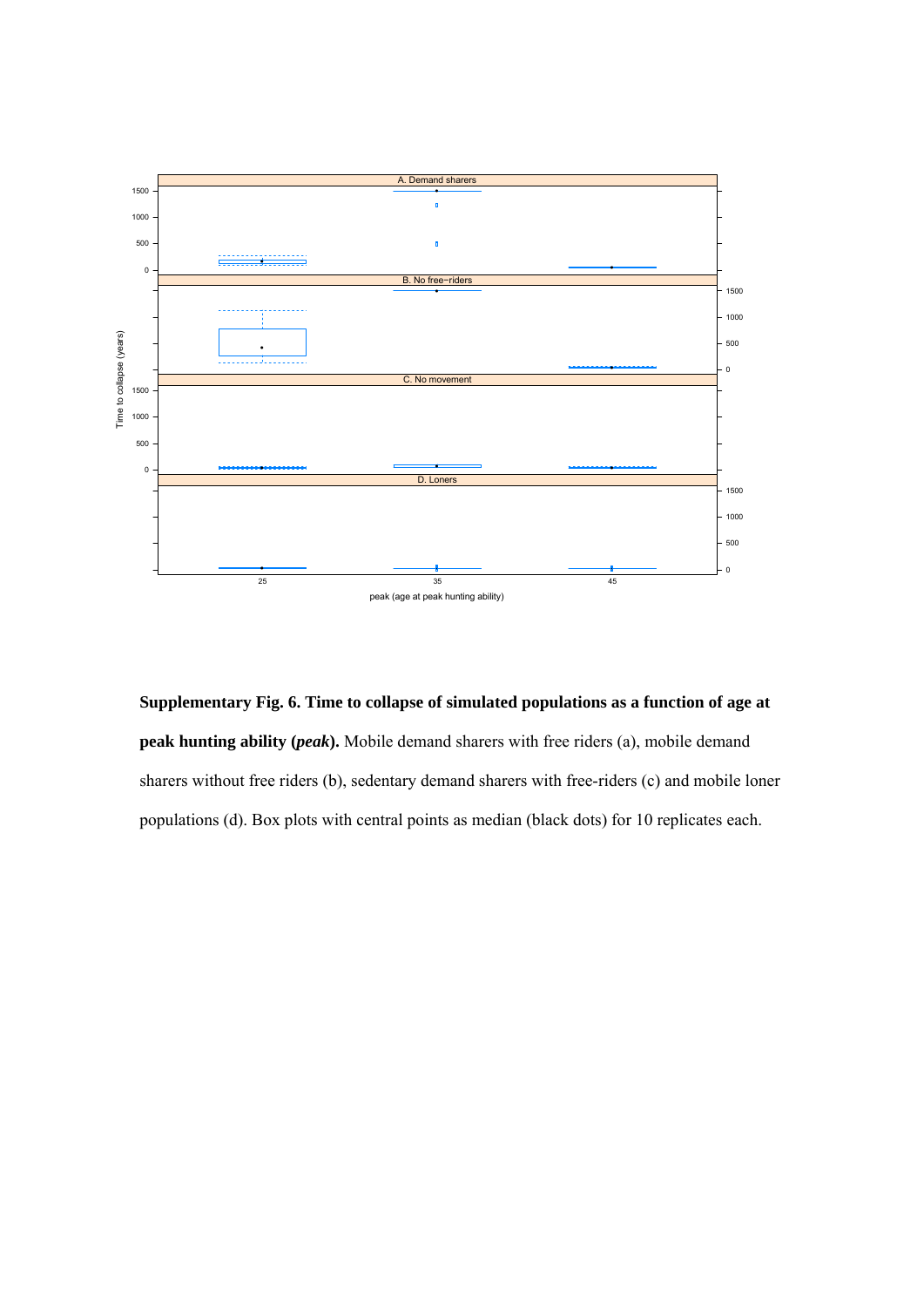**Supplementary Fig. 6. Time to collapse of simulated populations as a function of age at peak hunting ability (*peak*).** Mobile demand sharers with free riders (a), mobile demand sharers without free riders (b), sedentary demand sharers with free-riders (c) and mobile loner populations (d). Box plots with central points as median (black dots) for 10 replicates each.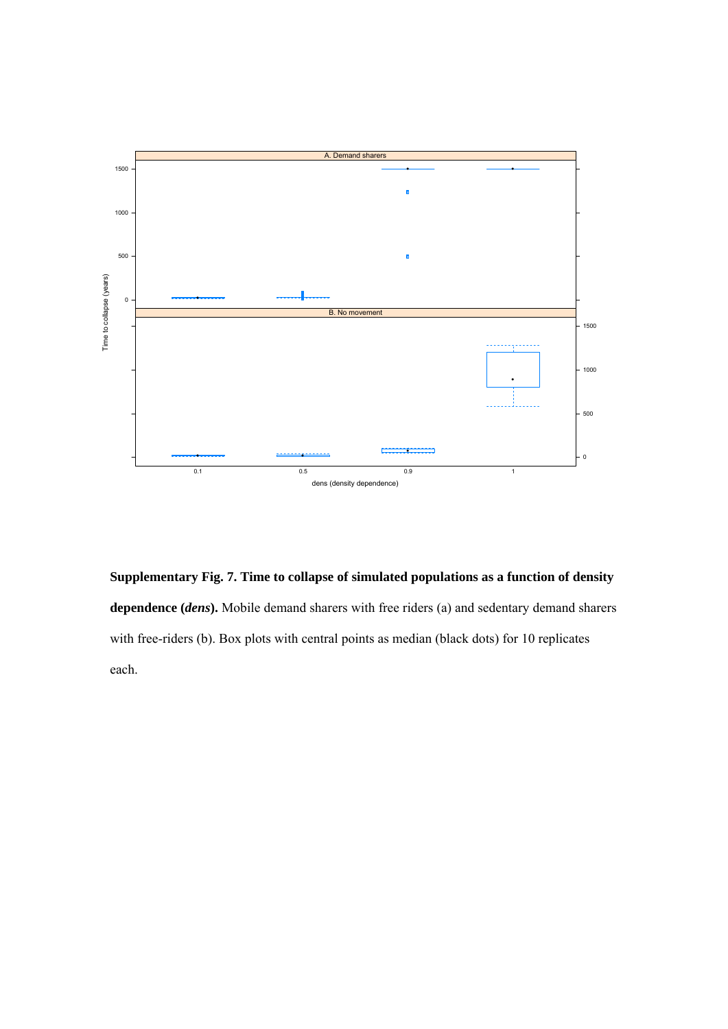**Supplementary Fig. 7. Time to collapse of simulated populations as a function of density dependence (*dens*).** Mobile demand sharers with free riders (a) and sedentary demand sharers with free-riders (b). Box plots with central points as median (black dots) for 10 replicates each.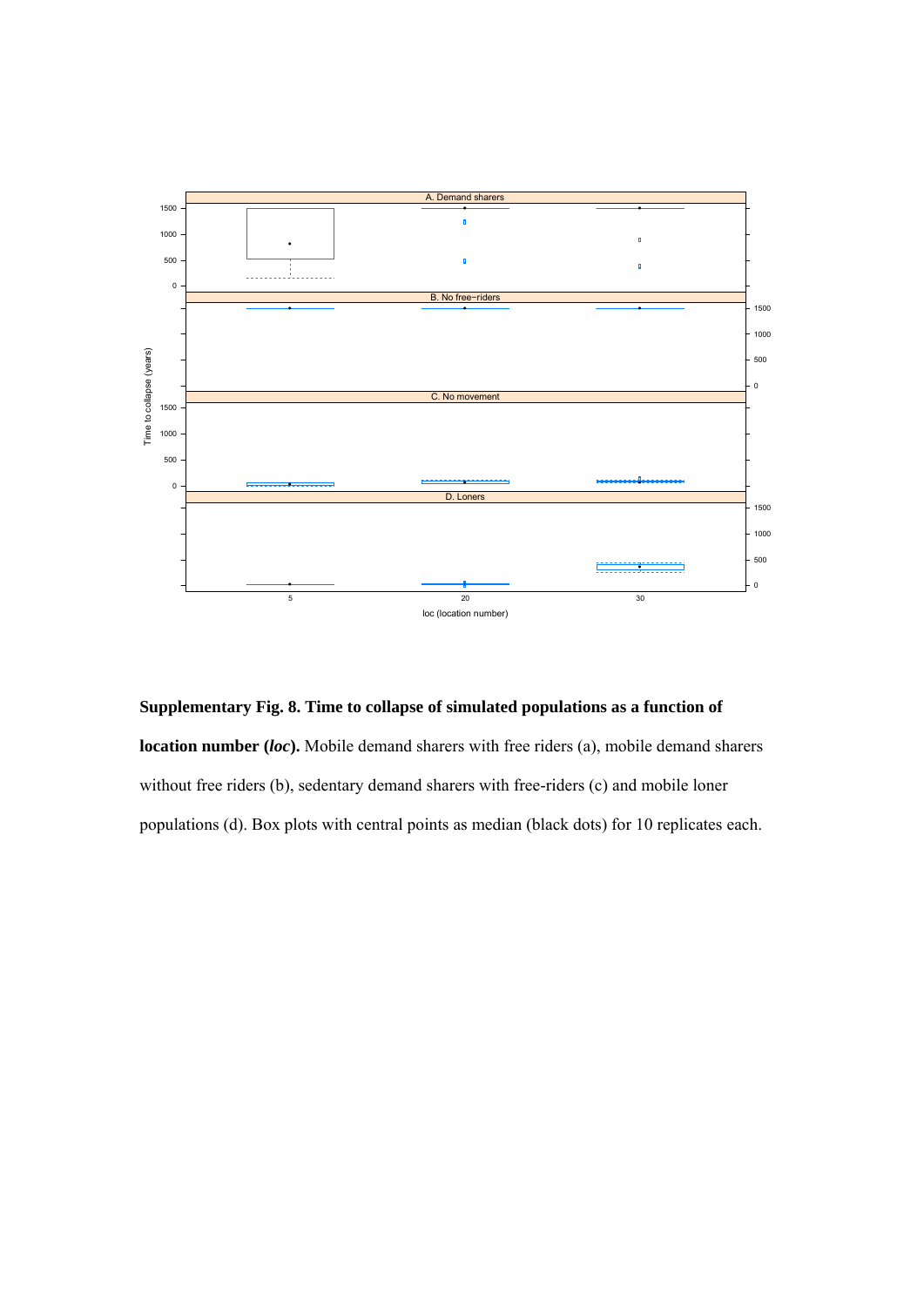**Supplementary Fig. 8. Time to collapse of simulated populations as a function of location number (*loc*).** Mobile demand sharers with free riders (a), mobile demand sharers without free riders (b), sedentary demand sharers with free-riders (c) and mobile loner populations (d). Box plots with central points as median (black dots) for 10 replicates each.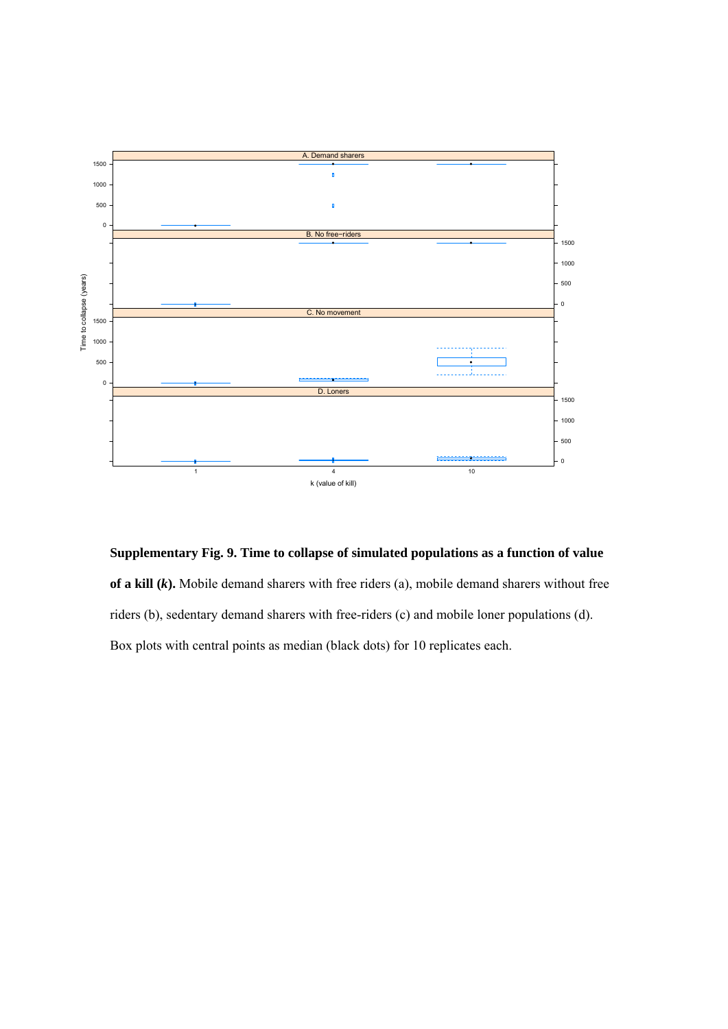**Supplementary Fig. 9. Time to collapse of simulated populations as a function of value of a kill (*k*).** Mobile demand sharers with free riders (a), mobile demand sharers without free riders (b), sedentary demand sharers with free-riders (c) and mobile loner populations (d). Box plots with central points as median (black dots) for 10 replicates each.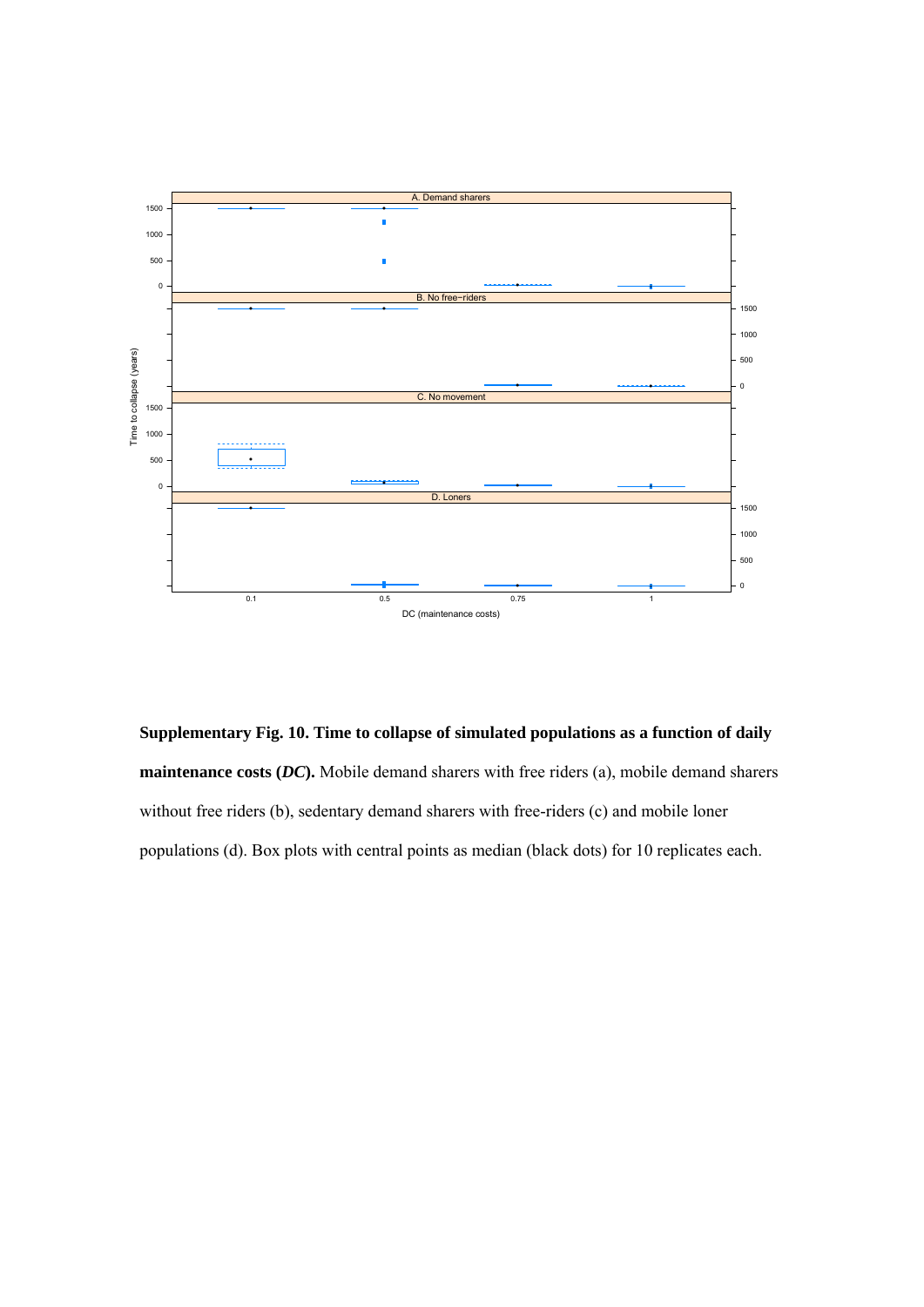**Supplementary Fig. 10. Time to collapse of simulated populations as a function of daily maintenance costs (*DC*).** Mobile demand sharers with free riders (a), mobile demand sharers without free riders (b), sedentary demand sharers with free-riders (c) and mobile loner populations (d). Box plots with central points as median (black dots) for 10 replicates each.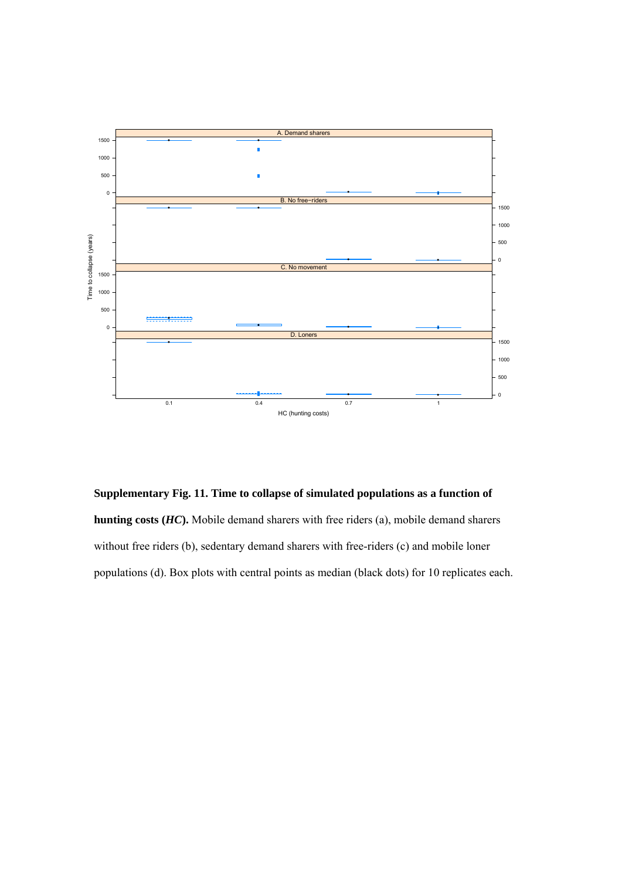**Supplementary Fig. 11. Time to collapse of simulated populations as a function of hunting costs (*HC*).** Mobile demand sharers with free riders (a), mobile demand sharers without free riders (b), sedentary demand sharers with free-riders (c) and mobile loner populations (d). Box plots with central points as median (black dots) for 10 replicates each.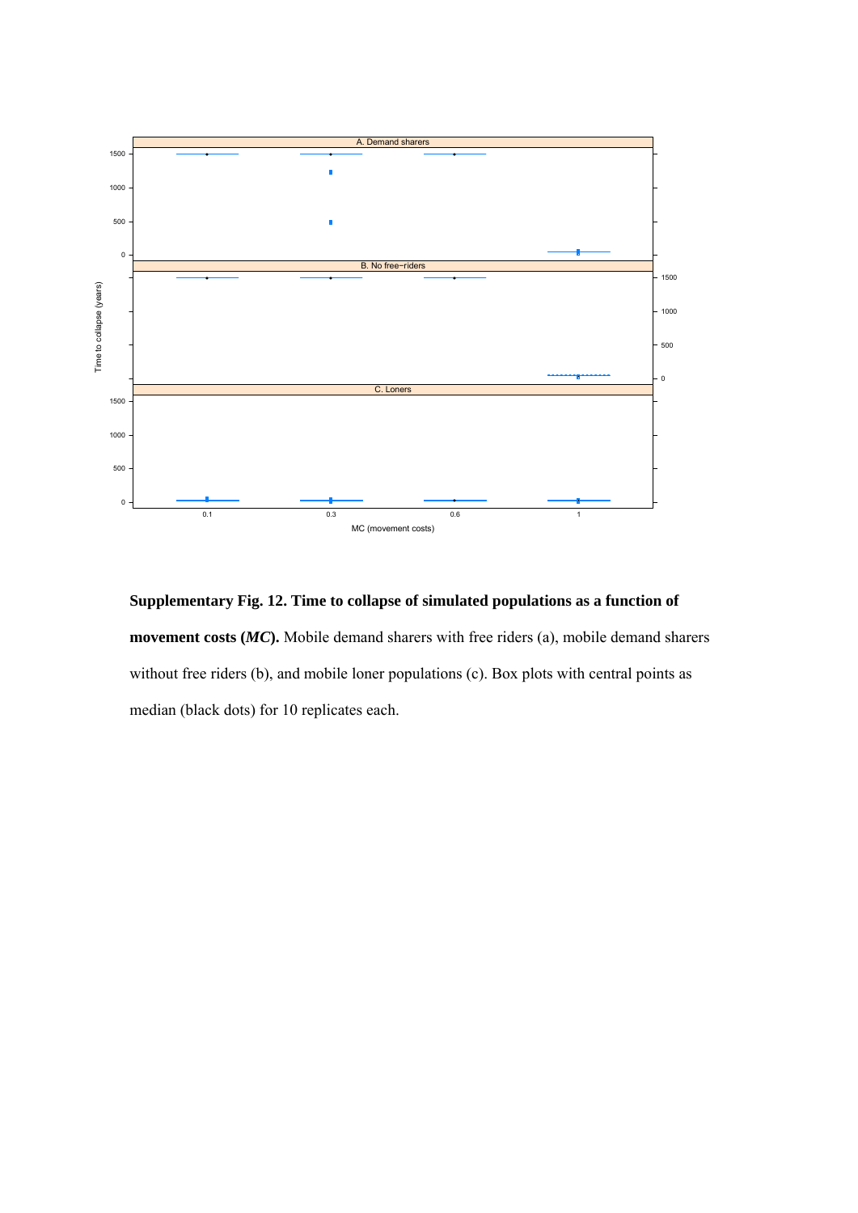**Supplementary Fig. 12. Time to collapse of simulated populations as a function of movement costs (*MC*).** Mobile demand sharers with free riders (a), mobile demand sharers without free riders (b), and mobile loner populations (c). Box plots with central points as median (black dots) for 10 replicates each.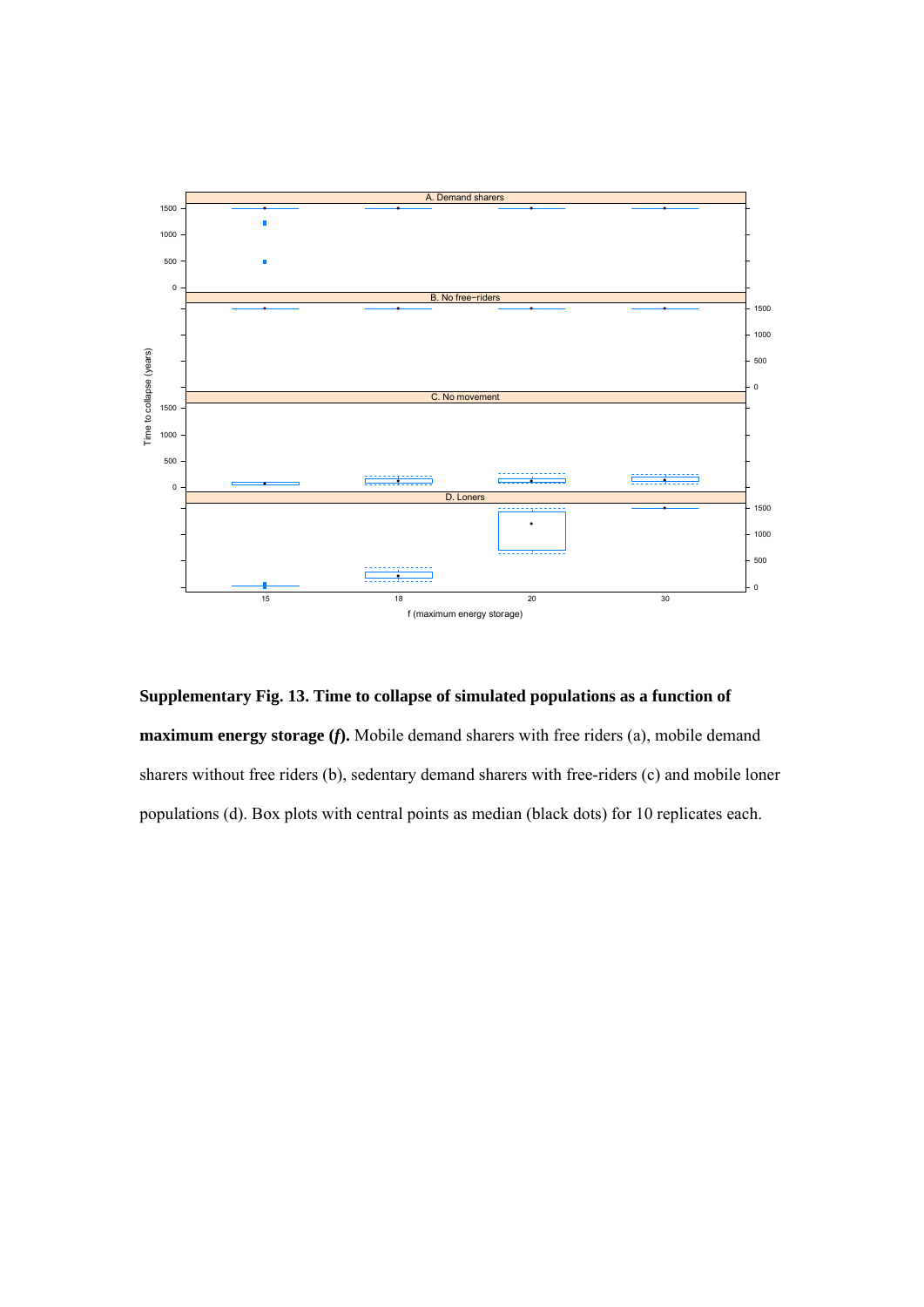**Supplementary Fig. 13. Time to collapse of simulated populations as a function of maximum energy storage (*f*).** Mobile demand sharers with free riders (a), mobile demand sharers without free riders (b), sedentary demand sharers with free-riders (c) and mobile loner populations (d). Box plots with central points as median (black dots) for 10 replicates each.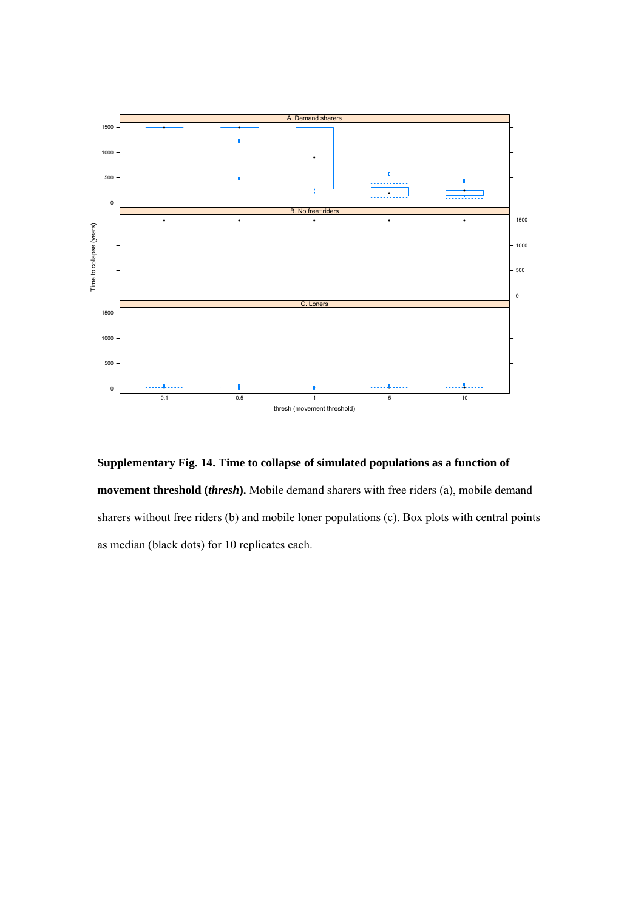**Supplementary Fig. 14. Time to collapse of simulated populations as a function of movement threshold (*thresh*).** Mobile demand sharers with free riders (a), mobile demand sharers without free riders (b) and mobile loner populations (c). Box plots with central points as median (black dots) for 10 replicates each.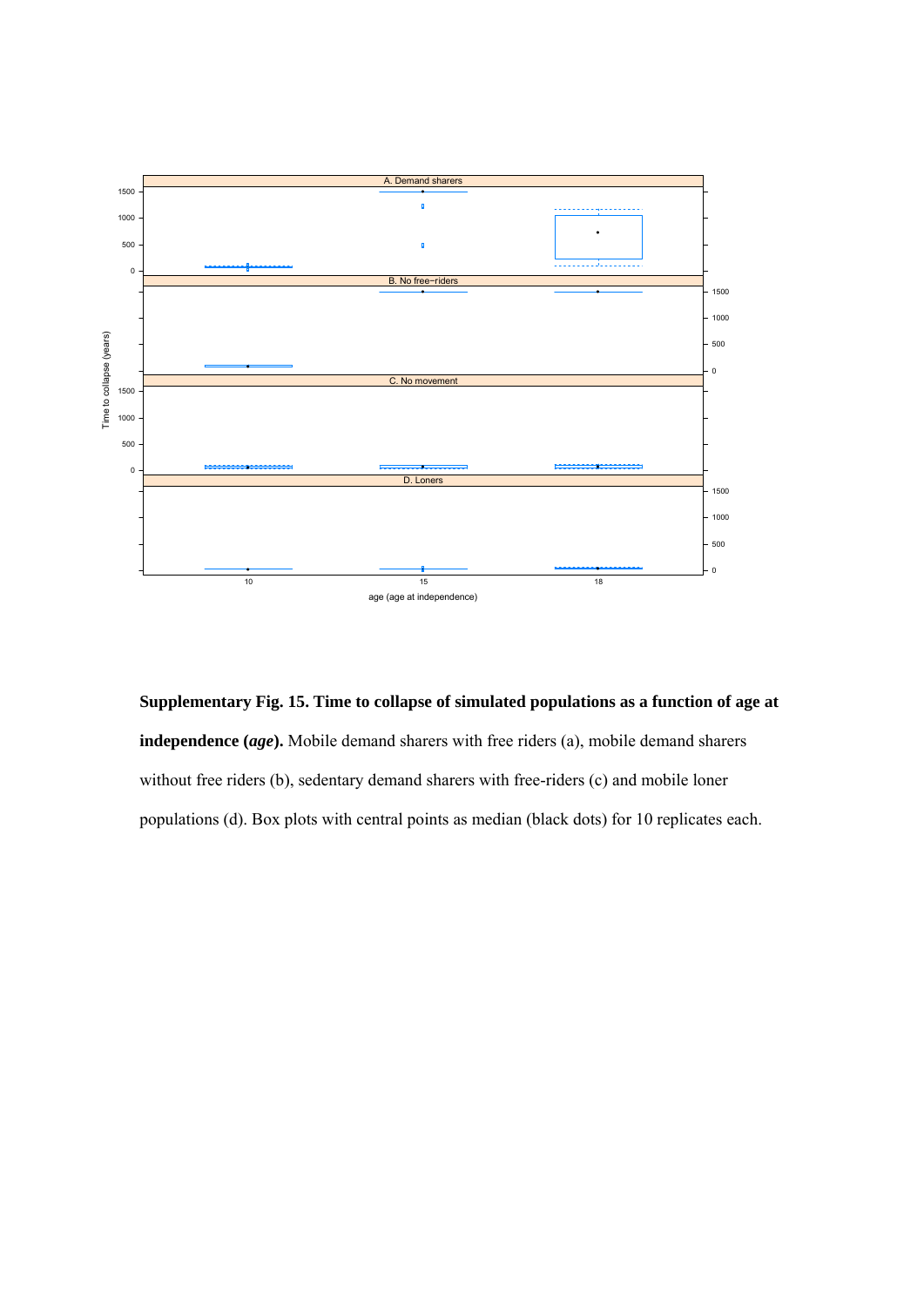**Supplementary Fig. 15. Time to collapse of simulated populations as a function of age at independence (*age*).** Mobile demand sharers with free riders (a), mobile demand sharers without free riders (b), sedentary demand sharers with free-riders (c) and mobile loner populations (d). Box plots with central points as median (black dots) for 10 replicates each.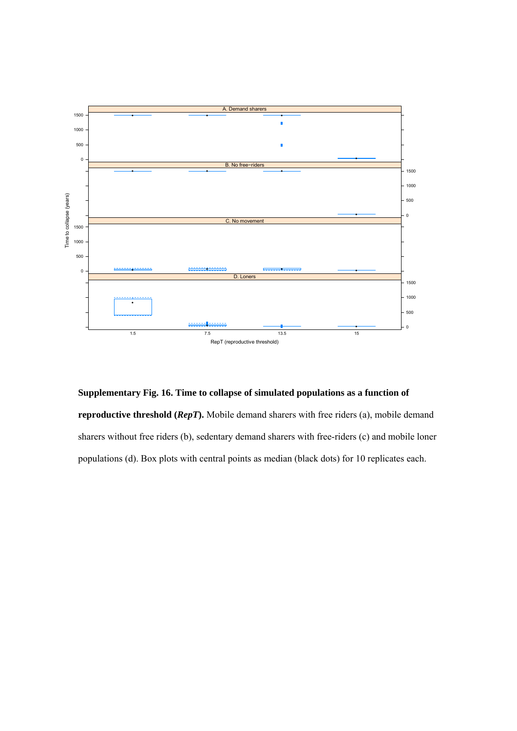**Supplementary Fig. 16. Time to collapse of simulated populations as a function of reproductive threshold (*RepT*).** Mobile demand sharers with free riders (a), mobile demand sharers without free riders (b), sedentary demand sharers with free-riders (c) and mobile loner populations (d). Box plots with central points as median (black dots) for 10 replicates each.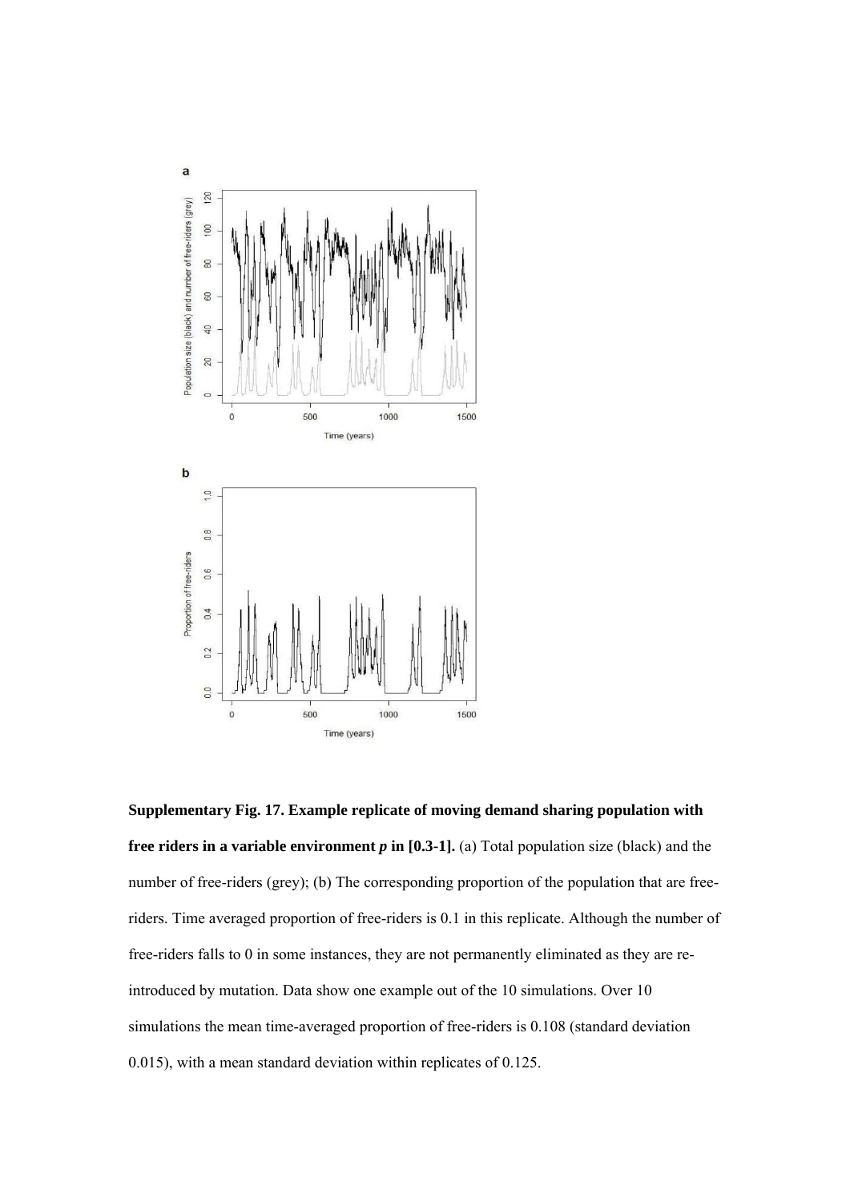**Supplementary Fig. 17. Example replicate of moving demand sharing population with free riders in a variable environment $p$ in [0.3-1].** (a) Total population size (black) and the number of free-riders (grey); (b) The corresponding proportion of the population that are free-riders. Time averaged proportion of free-riders is 0.1 in this replicate. Although the number of free-riders falls to 0 in some instances, they are not permanently eliminated as they are re-introduced by mutation. Data show one example out of the 10 simulations. Over 10 simulations the mean time-averaged proportion of free-riders is 0.108 (standard deviation 0.015), with a mean standard deviation within replicates of 0.125.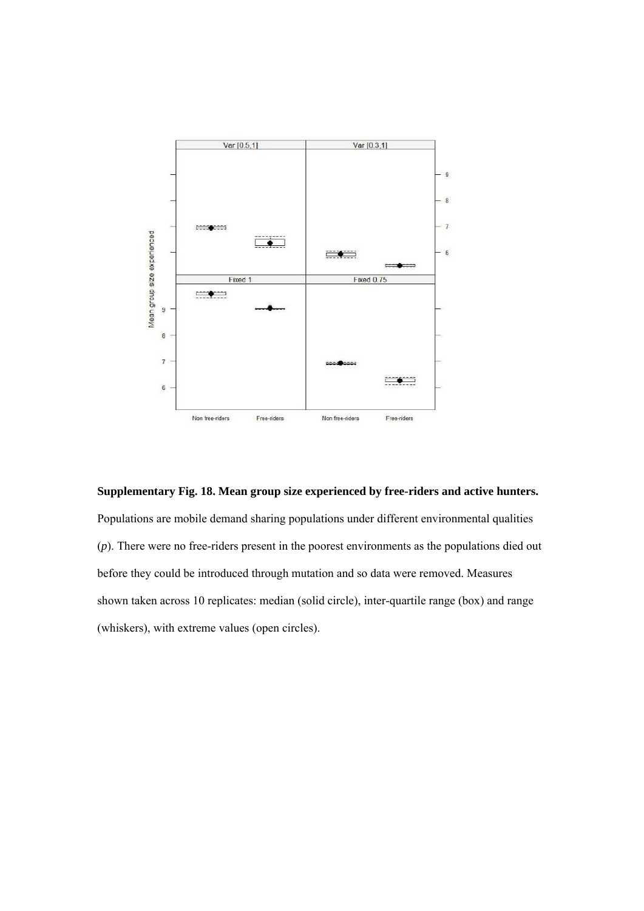**Supplementary Fig. 18. Mean group size experienced by free-riders and active hunters.**

Populations are mobile demand sharing populations under different environmental qualities ($p$). There were no free-riders present in the poorest environments as the populations died out before they could be introduced through mutation and so data were removed. Measures shown taken across 10 replicates: median (solid circle), inter-quartile range (box) and range (whiskers), with extreme values (open circles).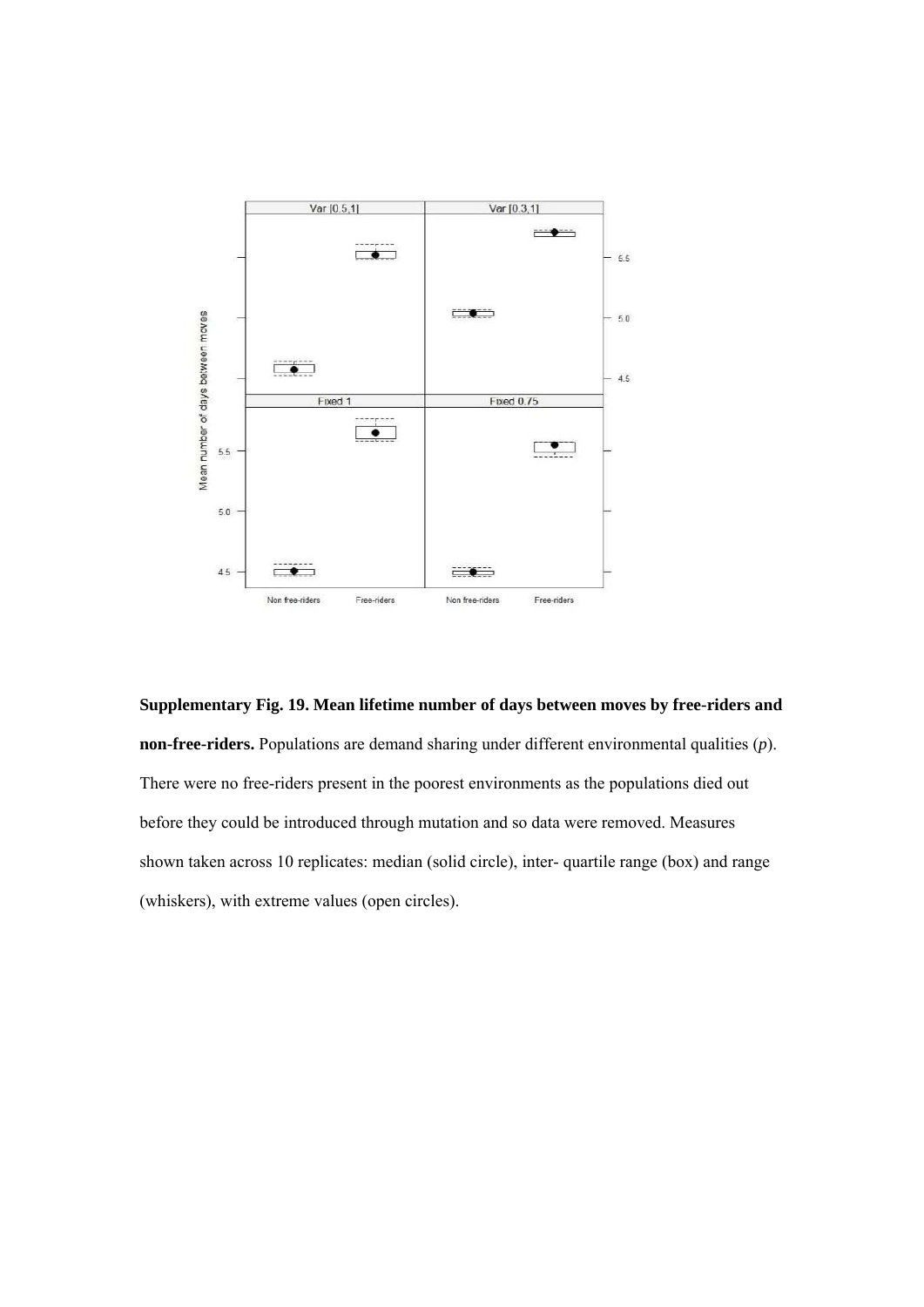**Supplementary Fig. 19. Mean lifetime number of days between moves by free-riders and non-free-riders.** Populations are demand sharing under different environmental qualities (*p*). There were no free-riders present in the poorest environments as the populations died out before they could be introduced through mutation and so data were removed. Measures shown taken across 10 replicates: median (solid circle), inter- quartile range (box) and range (whiskers), with extreme values (open circles).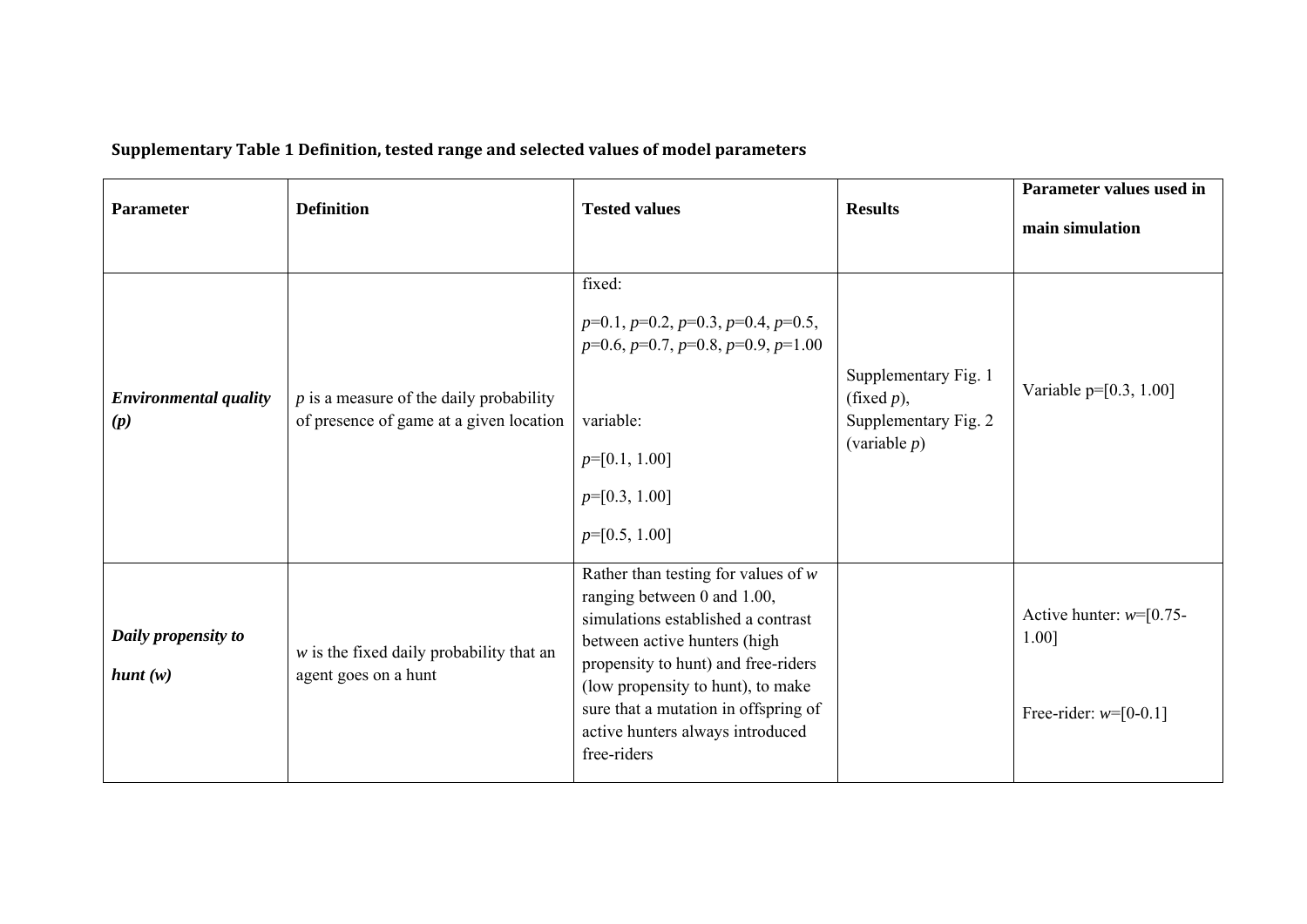**Supplementary Table 1 Definition, tested range and selected values of model parameters**

| Parameter | Definition | Tested values | Results | Parameter values used in main simulation |
|---|---|---|---|---|
| ***Environmental quality (p)*** | $p$ is a measure of the daily probability of presence of game at a given location | fixed: $p$=0.1, $p$=0.2, $p$=0.3, $p$=0.4, $p$=0.5, $p$=0.6, $p$=0.7, $p$=0.8, $p$=0.9, $p$=1.00<br><br>variable: $p$=[0.1, 1.00] $p$=[0.3, 1.00] $p$=[0.5, 1.00] | Supplementary Fig. 1 (fixed $p$), Supplementary Fig. 2 (variable $p$) | Variable p=[0.3, 1.00] |
| ***Daily propensity to hunt (w)*** | $w$ is the fixed daily probability that an agent goes on a hunt | Rather than testing for values of $w$ ranging between 0 and 1.00, simulations established a contrast between active hunters (high propensity to hunt) and free-riders (low propensity to hunt), to make sure that a mutation in offspring of active hunters always introduced free-riders | | Active hunter: $w$=[0.75-1.00]<br><br>Free-rider: $w$=[0-0.1] |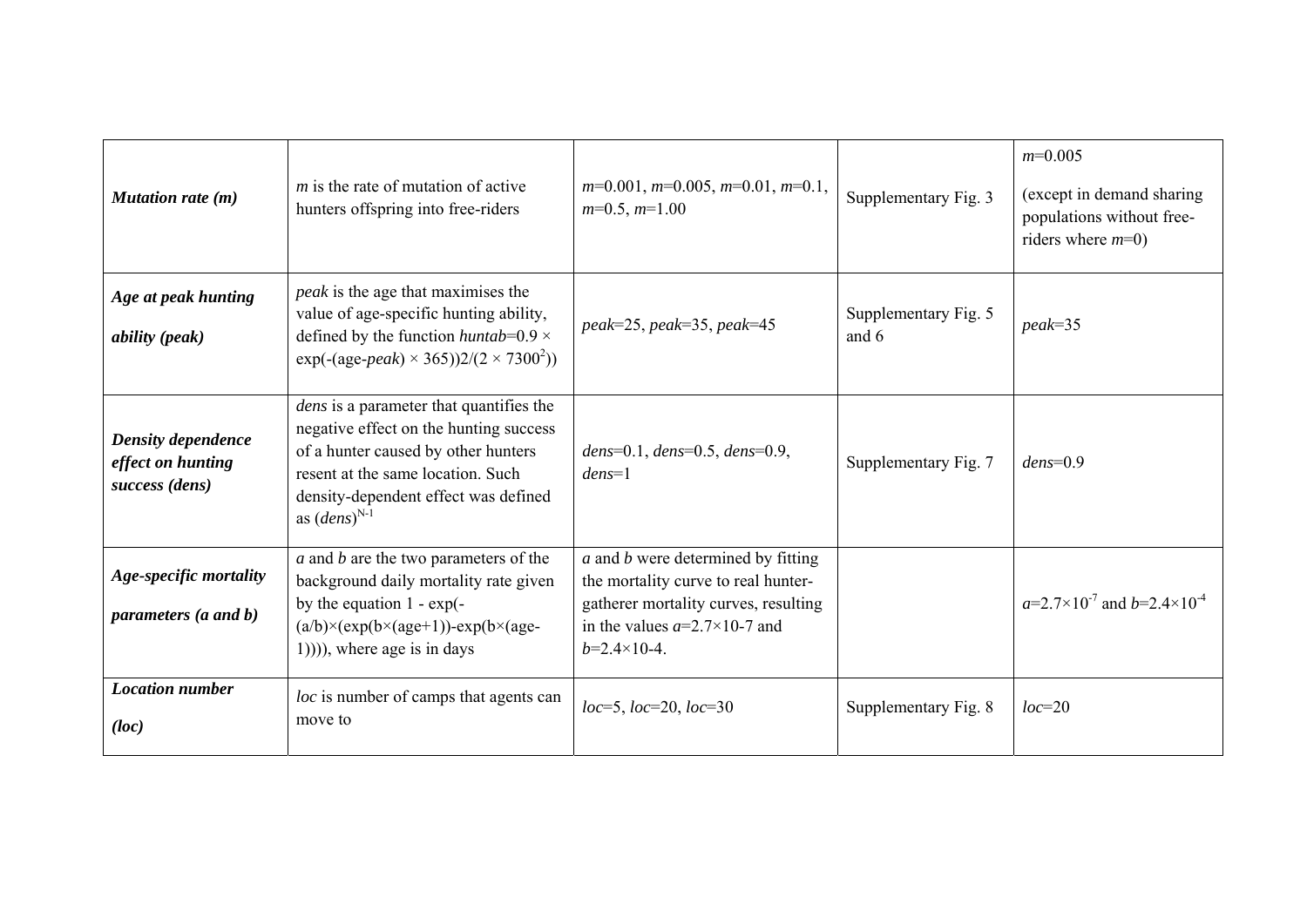| | | | | |
|---|---|---|---|---|
| ***Mutation rate (m)*** | *m* is the rate of mutation of active hunters offspring into free-riders | *m*=0.001, *m*=0.005, *m*=0.01, *m*=0.1, *m*=0.5, *m*=1.00 | Supplementary Fig. 3 | *m*=0.005 (except in demand sharing populations without free-riders where *m*=0) |
| ***Age at peak hunting ability (peak)*** | *peak* is the age that maximises the value of age-specific hunting ability, defined by the function *huntab*=0.9 × exp(-(age-*peak*) × 365))2/(2 × $7300^2$)) | *peak*=25, *peak*=35, *peak*=45 | Supplementary Fig. 5 and 6 | *peak*=35 |
| ***Density dependence effect on hunting success (dens)*** | *dens* is a parameter that quantifies the negative effect on the hunting success of a hunter caused by other hunters resent at the same location. Such density-dependent effect was defined as $(dens)^{N-1}$ | *dens*=0.1, *dens*=0.5, *dens*=0.9, *dens*=1 | Supplementary Fig. 7 | *dens*=0.9 |
| ***Age-specific mortality parameters (a and b)*** | *a* and *b* are the two parameters of the background daily mortality rate given by the equation 1 - exp(-(a/b)×(exp(b×(age+1))-exp(b×(age-1)))), where age is in days | *a* and *b* were determined by fitting the mortality curve to real hunter-gatherer mortality curves, resulting in the values *a*=2.7×10-7 and *b*=2.4×10-4. | | $a=2.7\times10^{-7}$ and $b=2.4\times10^{-4}$ |
| ***Location number (loc)*** | *loc* is number of camps that agents can move to | *loc*=5, *loc*=20, *loc*=30 | Supplementary Fig. 8 | *loc*=20 |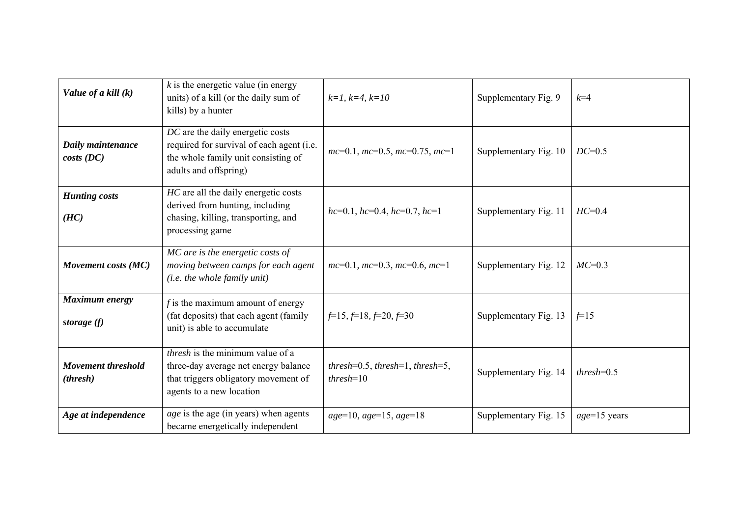| ***Value of a kill (k)*** | *k* is the energetic value (in energy units) of a kill (or the daily sum of kills) by a hunter | *k=1, k=4, k=10* | Supplementary Fig. 9 | *k*=4 |
|---|---|---|---|---|
| ***Daily maintenance costs (DC)*** | *DC* are the daily energetic costs required for survival of each agent (i.e. the whole family unit consisting of adults and offspring) | *mc*=0.1, *mc*=0.5, *mc*=0.75, *mc*=1 | Supplementary Fig. 10 | *DC*=0.5 |
| ***Hunting costs (HC)*** | *HC* are all the daily energetic costs derived from hunting, including chasing, killing, transporting, and processing game | *hc*=0.1, *hc*=0.4, *hc*=0.7, *hc*=1 | Supplementary Fig. 11 | *HC*=0.4 |
| ***Movement costs (MC)*** | *MC are is the energetic costs of moving between camps for each agent (i.e. the whole family unit)* | *mc*=0.1, *mc*=0.3, *mc*=0.6, *mc*=1 | Supplementary Fig. 12 | *MC*=0.3 |
| ***Maximum energy storage (f)*** | *f* is the maximum amount of energy (fat deposits) that each agent (family unit) is able to accumulate | *f*=15, *f*=18, *f*=20, *f*=30 | Supplementary Fig. 13 | *f*=15 |
| ***Movement threshold (thresh)*** | *thresh* is the minimum value of a three-day average net energy balance that triggers obligatory movement of agents to a new location | *thresh*=0.5, *thresh*=1, *thresh*=5, *thresh*=10 | Supplementary Fig. 14 | *thresh*=0.5 |
| ***Age at independence*** | *age* is the age (in years) when agents became energetically independent | *age*=10, *age*=15, *age*=18 | Supplementary Fig. 15 | *age*=15 years |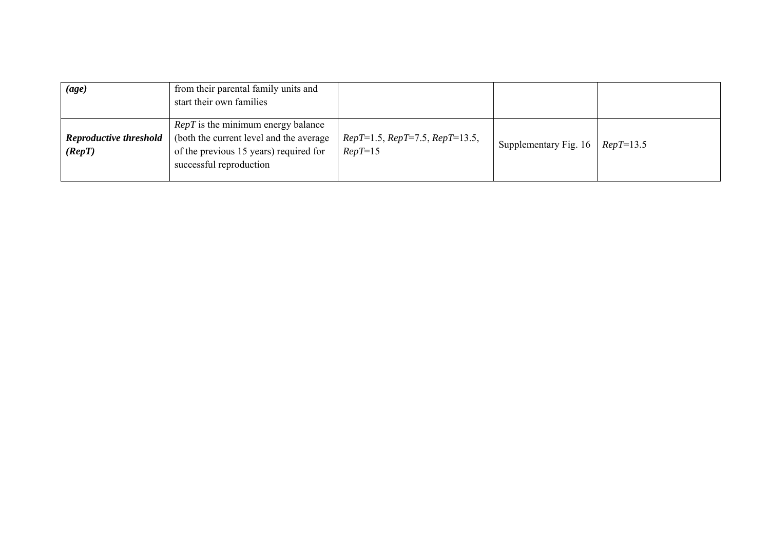| | | | | |
|---|---|---|---|---|
| ***(age)*** | from their parental family units and start their own families | | | |
| ***Reproductive threshold (RepT)*** | *RepT* is the minimum energy balance (both the current level and the average of the previous 15 years) required for successful reproduction | *RepT*=1.5, *RepT*=7.5, *RepT*=13.5, *RepT*=15 | Supplementary Fig. 16 | *RepT*=13.5 |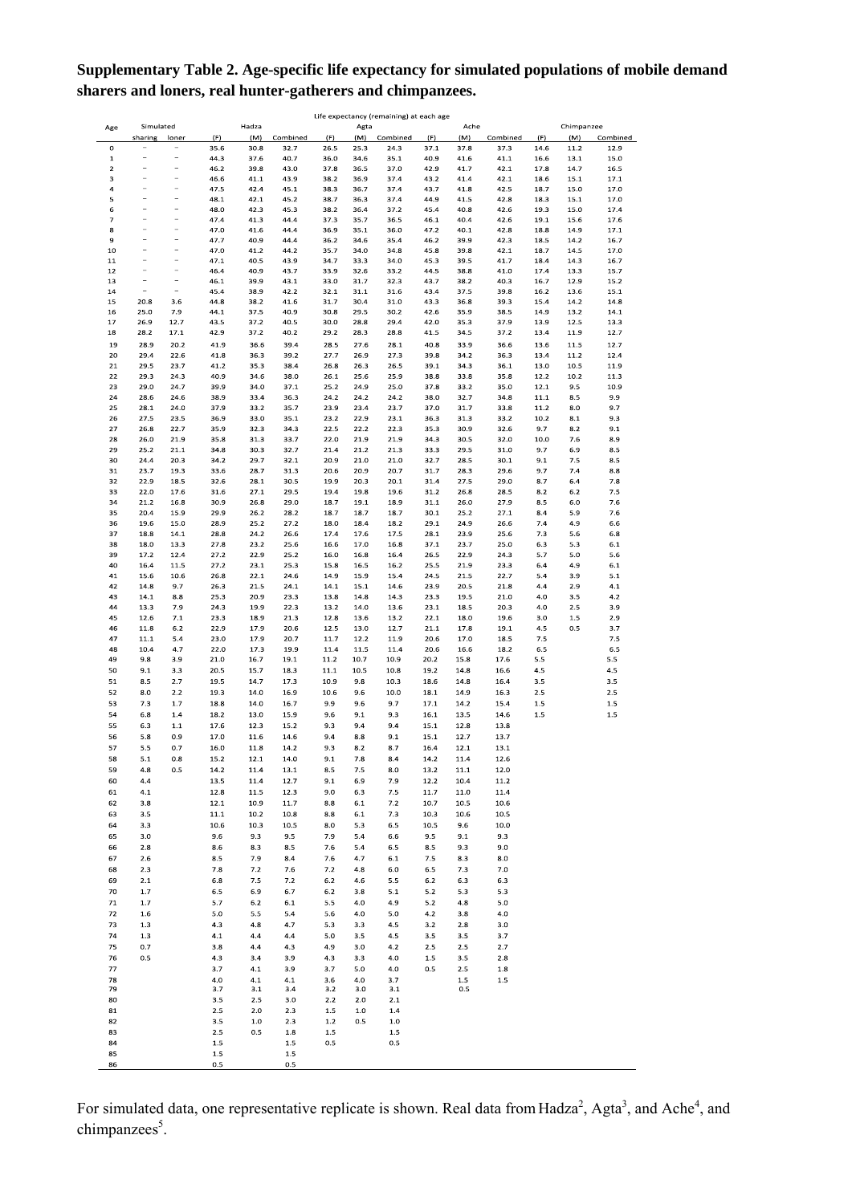**Supplementary Table 2. Age-specific life expectancy for simulated populations of mobile demand sharers and loners, real hunter-gatherers and chimpanzees.**

| | Life expectancy (remaining) at each age | | | | | | | | | | | | | | |
|---|---|---|---|---|---|---|---|---|---|---|---|---|---|---|---|
| Age | Simulated | | Hadza | | | Agta | | | Ache | | | Chimpanzee | | |
| | sharing | loner | (F) | (M) | Combined | (F) | (M) | Combined | (F) | (M) | Combined | (F) | (M) | Combined |
| 0 | – | – | 35.6 | 30.8 | 32.7 | 26.5 | 25.3 | 24.3 | 37.1 | 37.8 | 37.3 | 14.6 | 11.2 | 12.9 |
| 1 | – | – | 44.3 | 37.6 | 40.7 | 36.0 | 34.6 | 35.1 | 40.9 | 41.6 | 41.1 | 16.6 | 13.1 | 15.0 |
| 2 | – | – | 46.2 | 39.8 | 43.0 | 37.8 | 36.5 | 37.0 | 42.9 | 41.7 | 42.1 | 17.8 | 14.7 | 16.5 |
| 3 | – | – | 46.6 | 41.1 | 43.9 | 38.2 | 36.9 | 37.4 | 43.2 | 41.4 | 42.1 | 18.6 | 15.1 | 17.1 |
| 4 | – | – | 47.5 | 42.4 | 45.1 | 38.3 | 36.7 | 37.4 | 43.7 | 41.8 | 42.5 | 18.7 | 15.0 | 17.0 |
| 5 | – | – | 48.1 | 42.1 | 45.2 | 38.7 | 36.3 | 37.4 | 44.9 | 41.5 | 42.8 | 18.3 | 15.1 | 17.0 |
| 6 | – | – | 48.0 | 42.3 | 45.3 | 38.2 | 36.4 | 37.2 | 45.4 | 40.8 | 42.6 | 19.3 | 15.0 | 17.4 |
| 7 | – | – | 47.4 | 41.3 | 44.4 | 37.3 | 35.7 | 36.5 | 46.1 | 40.4 | 42.6 | 19.1 | 15.6 | 17.6 |
| 8 | – | – | 47.0 | 41.6 | 44.4 | 36.9 | 35.1 | 36.0 | 47.2 | 40.1 | 42.8 | 18.8 | 14.9 | 17.1 |
| 9 | – | – | 47.7 | 40.9 | 44.4 | 36.2 | 34.6 | 35.4 | 46.2 | 39.9 | 42.3 | 18.5 | 14.2 | 16.7 |
| 10 | – | – | 47.0 | 41.2 | 44.2 | 35.7 | 34.0 | 34.8 | 45.8 | 39.8 | 42.1 | 18.7 | 14.5 | 17.0 |
| 11 | – | – | 47.1 | 40.5 | 43.9 | 34.7 | 33.3 | 34.0 | 45.3 | 39.5 | 41.7 | 18.4 | 14.3 | 16.7 |
| 12 | – | – | 46.4 | 40.9 | 43.7 | 33.9 | 32.6 | 33.2 | 44.5 | 38.8 | 41.0 | 17.4 | 13.3 | 15.7 |
| 13 | – | – | 46.1 | 39.9 | 43.1 | 33.0 | 31.7 | 32.3 | 43.7 | 38.2 | 40.3 | 16.7 | 12.9 | 15.2 |
| 14 | – | – | 45.4 | 38.9 | 42.2 | 32.1 | 31.1 | 31.6 | 43.4 | 37.5 | 39.8 | 16.2 | 13.6 | 15.1 |
| 15 | 20.8 | 3.6 | 44.8 | 38.2 | 41.6 | 31.7 | 30.4 | 31.0 | 43.3 | 36.8 | 39.3 | 15.4 | 14.2 | 14.8 |
| 16 | 25.0 | 7.9 | 44.1 | 37.5 | 40.9 | 30.8 | 29.5 | 30.2 | 42.6 | 35.9 | 38.5 | 14.9 | 13.2 | 14.1 |
| 17 | 26.9 | 12.7 | 43.5 | 37.2 | 40.5 | 30.0 | 28.8 | 29.4 | 42.0 | 35.3 | 37.9 | 13.9 | 12.5 | 13.3 |
| 18 | 28.2 | 17.1 | 42.9 | 37.2 | 40.2 | 29.2 | 28.3 | 28.8 | 41.5 | 34.5 | 37.2 | 13.4 | 11.9 | 12.7 |
| 19 | 28.9 | 20.2 | 41.9 | 36.6 | 39.4 | 28.5 | 27.6 | 28.1 | 40.8 | 33.9 | 36.6 | 13.6 | 11.5 | 12.7 |
| 20 | 29.4 | 22.6 | 41.8 | 36.3 | 39.2 | 27.7 | 26.9 | 27.3 | 39.8 | 34.2 | 36.3 | 13.4 | 11.2 | 12.4 |
| 21 | 29.5 | 23.7 | 41.2 | 35.3 | 38.4 | 26.8 | 26.3 | 26.5 | 39.1 | 34.3 | 36.1 | 13.0 | 10.5 | 11.9 |
| 22 | 29.3 | 24.3 | 40.9 | 34.6 | 38.0 | 26.1 | 25.6 | 25.9 | 38.8 | 33.8 | 35.8 | 12.2 | 10.2 | 11.3 |
| 23 | 29.0 | 24.7 | 39.9 | 34.0 | 37.1 | 25.2 | 24.9 | 25.0 | 37.8 | 33.2 | 35.0 | 12.1 | 9.5 | 10.9 |
| 24 | 28.6 | 24.6 | 38.9 | 33.4 | 36.3 | 24.2 | 24.2 | 24.2 | 38.0 | 32.7 | 34.8 | 11.1 | 8.5 | 9.9 |
| 25 | 28.1 | 24.0 | 37.9 | 33.2 | 35.7 | 23.9 | 23.4 | 23.7 | 37.0 | 31.7 | 33.8 | 11.2 | 8.0 | 9.7 |
| 26 | 27.5 | 23.5 | 36.9 | 33.0 | 35.1 | 23.2 | 22.9 | 23.1 | 36.3 | 31.3 | 33.2 | 10.2 | 8.1 | 9.3 |
| 27 | 26.8 | 22.7 | 35.9 | 32.3 | 34.3 | 22.5 | 22.2 | 22.3 | 35.3 | 30.9 | 32.6 | 9.7 | 8.2 | 9.1 |
| 28 | 26.0 | 21.9 | 35.8 | 31.3 | 33.7 | 22.0 | 21.9 | 21.9 | 34.3 | 30.5 | 32.0 | 10.0 | 7.6 | 8.9 |
| 29 | 25.2 | 21.1 | 34.8 | 30.3 | 32.7 | 21.4 | 21.2 | 21.3 | 33.3 | 29.5 | 31.0 | 9.7 | 6.9 | 8.5 |
| 30 | 24.4 | 20.3 | 34.2 | 29.7 | 32.1 | 20.9 | 21.0 | 21.0 | 32.7 | 28.5 | 30.1 | 9.1 | 7.5 | 8.5 |
| 31 | 23.7 | 19.3 | 33.6 | 28.7 | 31.3 | 20.6 | 20.9 | 20.7 | 31.7 | 28.3 | 29.6 | 9.7 | 7.4 | 8.8 |
| 32 | 22.9 | 18.5 | 32.6 | 28.1 | 30.5 | 19.9 | 20.3 | 20.1 | 31.4 | 27.5 | 29.0 | 8.7 | 6.4 | 7.8 |
| 33 | 22.0 | 17.6 | 31.6 | 27.1 | 29.5 | 19.4 | 19.8 | 19.6 | 31.2 | 26.8 | 28.5 | 8.2 | 6.2 | 7.5 |
| 34 | 21.2 | 16.8 | 30.9 | 26.8 | 29.0 | 18.7 | 19.1 | 18.9 | 31.1 | 26.0 | 27.9 | 8.5 | 6.0 | 7.6 |
| 35 | 20.4 | 15.9 | 29.9 | 26.2 | 28.2 | 18.7 | 18.7 | 18.7 | 30.1 | 25.2 | 27.1 | 8.4 | 5.9 | 7.6 |
| 36 | 19.6 | 15.0 | 28.9 | 25.2 | 27.2 | 18.0 | 18.4 | 18.2 | 29.1 | 24.9 | 26.6 | 7.4 | 4.9 | 6.6 |
| 37 | 18.8 | 14.1 | 28.8 | 24.2 | 26.6 | 17.4 | 17.6 | 17.5 | 28.1 | 23.9 | 25.6 | 7.3 | 5.6 | 6.8 |
| 38 | 18.0 | 13.3 | 27.8 | 23.2 | 25.6 | 16.6 | 17.0 | 16.8 | 37.1 | 23.7 | 25.0 | 6.3 | 5.3 | 6.1 |
| 39 | 17.2 | 12.4 | 27.2 | 22.9 | 25.2 | 16.0 | 16.8 | 16.4 | 26.5 | 22.9 | 24.3 | 5.7 | 5.0 | 5.6 |
| 40 | 16.4 | 11.5 | 27.2 | 23.1 | 25.3 | 15.8 | 16.5 | 16.2 | 25.5 | 21.9 | 23.3 | 6.4 | 4.9 | 6.1 |
| 41 | 15.6 | 10.6 | 26.8 | 22.1 | 24.6 | 14.9 | 15.9 | 15.4 | 24.5 | 21.5 | 22.7 | 5.4 | 3.9 | 5.1 |
| 42 | 14.8 | 9.7 | 26.3 | 21.5 | 24.1 | 14.1 | 15.1 | 14.6 | 23.9 | 20.5 | 21.8 | 4.4 | 2.9 | 4.1 |
| 43 | 14.1 | 8.8 | 25.3 | 20.9 | 23.3 | 13.8 | 14.8 | 14.3 | 23.3 | 19.5 | 21.0 | 4.0 | 3.5 | 4.2 |
| 44 | 13.3 | 7.9 | 24.3 | 19.9 | 22.3 | 13.2 | 14.0 | 13.6 | 23.1 | 18.5 | 20.3 | 4.0 | 2.5 | 3.9 |
| 45 | 12.6 | 7.1 | 23.3 | 18.9 | 21.3 | 12.8 | 13.6 | 13.2 | 22.1 | 18.0 | 19.6 | 3.0 | 1.5 | 2.9 |
| 46 | 11.8 | 6.2 | 22.9 | 17.9 | 20.6 | 12.5 | 13.0 | 12.7 | 21.1 | 17.8 | 19.1 | 4.5 | 0.5 | 3.7 |
| 47 | 11.1 | 5.4 | 23.0 | 17.9 | 20.7 | 11.7 | 12.2 | 11.9 | 20.6 | 17.0 | 18.5 | 7.5 | | 7.5 |
| 48 | 10.4 | 4.7 | 22.0 | 17.3 | 19.9 | 11.4 | 11.5 | 11.4 | 20.6 | 16.6 | 18.2 | 6.5 | | 6.5 |
| 49 | 9.8 | 3.9 | 21.0 | 16.7 | 19.1 | 11.2 | 10.7 | 10.9 | 20.2 | 15.8 | 17.6 | 5.5 | | 5.5 |
| 50 | 9.1 | 3.3 | 20.5 | 15.7 | 18.3 | 11.1 | 10.5 | 10.8 | 19.2 | 14.8 | 16.6 | 4.5 | | 4.5 |
| 51 | 8.5 | 2.7 | 19.5 | 14.7 | 17.3 | 10.9 | 9.8 | 10.3 | 18.6 | 14.8 | 16.4 | 3.5 | | 3.5 |
| 52 | 8.0 | 2.2 | 19.3 | 14.0 | 16.9 | 10.6 | 9.6 | 10.0 | 18.1 | 14.9 | 16.3 | 2.5 | | 2.5 |
| 53 | 7.3 | 1.7 | 18.8 | 14.0 | 16.7 | 9.9 | 9.6 | 9.7 | 17.1 | 14.2 | 15.4 | 1.5 | | 1.5 |
| 54 | 6.8 | 1.4 | 18.2 | 13.0 | 15.9 | 9.6 | 9.1 | 9.3 | 16.1 | 13.5 | 14.6 | 1.5 | | 1.5 |
| 55 | 6.3 | 1.1 | 17.6 | 12.3 | 15.2 | 9.3 | 9.4 | 9.4 | 15.1 | 12.8 | 13.8 | | | |
| 56 | 5.8 | 0.9 | 17.0 | 11.6 | 14.6 | 9.4 | 8.8 | 9.1 | 15.1 | 12.7 | 13.7 | | | |
| 57 | 5.5 | 0.7 | 16.0 | 11.8 | 14.2 | 9.3 | 8.2 | 8.7 | 16.4 | 12.1 | 13.1 | | | |
| 58 | 5.1 | 0.8 | 15.2 | 12.1 | 14.0 | 9.1 | 7.8 | 8.4 | 14.2 | 11.4 | 12.6 | | | |
| 59 | 4.8 | 0.5 | 14.2 | 11.4 | 13.1 | 8.5 | 7.5 | 8.0 | 13.2 | 11.1 | 12.0 | | | |
| 60 | 4.4 | | 13.5 | 11.4 | 12.7 | 9.1 | 6.9 | 7.9 | 12.2 | 10.4 | 11.2 | | | |
| 61 | 4.1 | | 12.8 | 11.5 | 12.3 | 9.0 | 6.3 | 7.5 | 11.7 | 11.0 | 11.4 | | | |
| 62 | 3.8 | | 12.1 | 10.9 | 11.7 | 8.8 | 6.1 | 7.2 | 10.7 | 10.5 | 10.6 | | | |
| 63 | 3.5 | | 11.1 | 10.2 | 10.8 | 8.8 | 6.1 | 7.3 | 10.3 | 10.6 | 10.5 | | | |
| 64 | 3.3 | | 10.6 | 10.3 | 10.5 | 8.0 | 5.3 | 6.5 | 10.5 | 9.6 | 10.0 | | | |
| 65 | 3.0 | | 9.6 | 9.3 | 9.5 | 7.9 | 5.4 | 6.6 | 9.5 | 9.1 | 9.3 | | | |
| 66 | 2.8 | | 8.6 | 8.3 | 8.5 | 7.6 | 5.4 | 6.5 | 8.5 | 9.3 | 9.0 | | | |
| 67 | 2.6 | | 8.5 | 7.9 | 8.4 | 7.6 | 4.7 | 6.1 | 7.5 | 8.3 | 8.0 | | | |
| 68 | 2.3 | | 7.8 | 7.2 | 7.6 | 7.2 | 4.8 | 6.0 | 6.5 | 7.3 | 7.0 | | | |
| 69 | 2.1 | | 6.8 | 7.5 | 7.2 | 6.2 | 4.6 | 5.5 | 6.2 | 6.3 | 6.3 | | | |
| 70 | 1.7 | | 6.5 | 6.9 | 6.7 | 6.2 | 3.8 | 5.1 | 5.2 | 5.3 | 5.3 | | | |
| 71 | 1.7 | | 5.7 | 6.2 | 6.1 | 5.5 | 4.0 | 4.9 | 5.2 | 4.8 | 5.0 | | | |
| 72 | 1.6 | | 5.0 | 5.5 | 5.4 | 5.6 | 4.0 | 5.0 | 4.2 | 3.8 | 4.0 | | | |
| 73 | 1.3 | | 4.3 | 4.8 | 4.7 | 5.3 | 3.3 | 4.5 | 3.2 | 2.8 | 3.0 | | | |
| 74 | 1.3 | | 4.1 | 4.4 | 4.4 | 5.0 | 3.5 | 4.5 | 3.5 | 3.5 | 3.7 | | | |
| 75 | 0.7 | | 3.8 | 4.4 | 4.3 | 4.9 | 3.0 | 4.2 | 2.5 | 2.5 | 2.7 | | | |
| 76 | 0.5 | | 4.3 | 3.4 | 3.9 | 4.3 | 3.3 | 4.0 | 1.5 | 3.5 | 2.8 | | | |
| 77 | | | 3.7 | 4.1 | 3.9 | 3.7 | 5.0 | 4.0 | 0.5 | 2.5 | 1.8 | | | |
| 78 | | | 4.0 | 4.1 | 4.1 | 3.6 | 4.0 | 3.7 | | 1.5 | 1.5 | | | |
| 79 | | | 3.7 | 3.1 | 3.4 | 3.2 | 3.0 | 3.1 | | 0.5 | | | | |
| 80 | | | 3.5 | 2.5 | 3.0 | 2.2 | 2.0 | 2.1 | | | | | | |
| 81 | | | 2.5 | 2.0 | 2.3 | 1.5 | 1.0 | 1.4 | | | | | | |
| 82 | | | 3.5 | 1.0 | 2.3 | 1.2 | 0.5 | 1.0 | | | | | | |
| 83 | | | 2.5 | 0.5 | 1.8 | 1.5 | | 1.5 | | | | | | |
| 84 | | | 1.5 | | 1.5 | 0.5 | | 0.5 | | | | | | |
| 85 | | | 1.5 | | 1.5 | | | | | | | | | |
| 86 | | | 0.5 | | 0.5 | | | | | | | | | |

For simulated data, one representative replicate is shown. Real data from Hadza[2], Agta[3], and Ache[4], and chimpanzees[5].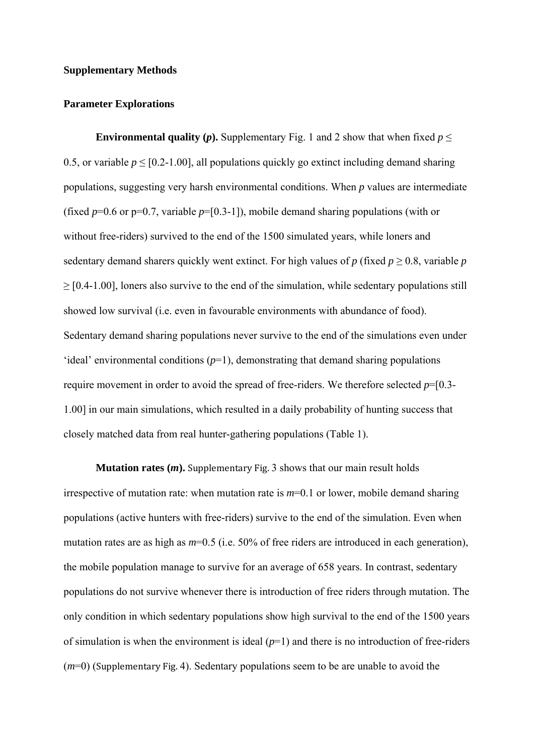**Supplementary Methods**

**Parameter Explorations**

**Environmental quality (*p*).** Supplementary Fig. 1 and 2 show that when fixed $p \leq 0.5$, or variable $p \leq [0.2\text{-}1.00]$, all populations quickly go extinct including demand sharing populations, suggesting very harsh environmental conditions. When *p* values are intermediate (fixed $p$=0.6 or p=0.7, variable $p$=[0.3-1]), mobile demand sharing populations (with or without free-riders) survived to the end of the 1500 simulated years, while loners and sedentary demand sharers quickly went extinct. For high values of *p* (fixed $p \geq 0.8$, variable $p \geq [0.4\text{-}1.00]$, loners also survive to the end of the simulation, while sedentary populations still showed low survival (i.e. even in favourable environments with abundance of food). Sedentary demand sharing populations never survive to the end of the simulations even under 'ideal' environmental conditions ($p$=1), demonstrating that demand sharing populations require movement in order to avoid the spread of free-riders. We therefore selected $p$=[0.3-1.00] in our main simulations, which resulted in a daily probability of hunting success that closely matched data from real hunter-gathering populations (Table 1).

**Mutation rates (*m*).** Supplementary Fig. 3 shows that our main result holds irrespective of mutation rate: when mutation rate is $m$=0.1 or lower, mobile demand sharing populations (active hunters with free-riders) survive to the end of the simulation. Even when mutation rates are as high as $m$=0.5 (i.e. 50% of free riders are introduced in each generation), the mobile population manage to survive for an average of 658 years. In contrast, sedentary populations do not survive whenever there is introduction of free riders through mutation. The only condition in which sedentary populations show high survival to the end of the 1500 years of simulation is when the environment is ideal ($p$=1) and there is no introduction of free-riders ($m$=0) (Supplementary Fig. 4). Sedentary populations seem to be are unable to avoid the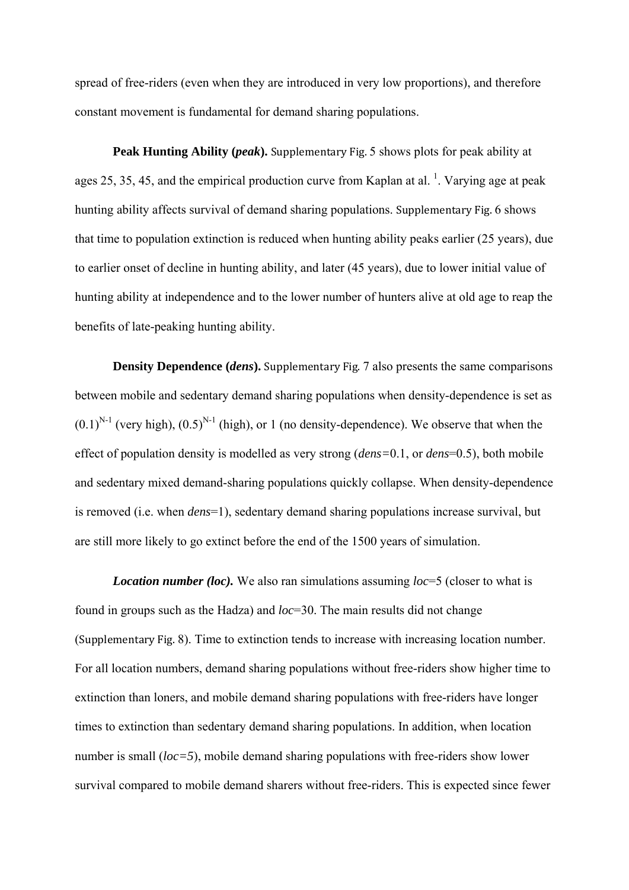spread of free-riders (even when they are introduced in very low proportions), and therefore constant movement is fundamental for demand sharing populations.

**Peak Hunting Ability (*peak*).** Supplementary Fig. 5 shows plots for peak ability at ages 25, 35, 45, and the empirical production curve from Kaplan at al. [1]. Varying age at peak hunting ability affects survival of demand sharing populations. Supplementary Fig. 6 shows that time to population extinction is reduced when hunting ability peaks earlier (25 years), due to earlier onset of decline in hunting ability, and later (45 years), due to lower initial value of hunting ability at independence and to the lower number of hunters alive at old age to reap the benefits of late-peaking hunting ability.

**Density Dependence (*dens*).** Supplementary Fig. 7 also presents the same comparisons between mobile and sedentary demand sharing populations when density-dependence is set as $(0.1)^{N-1}$ (very high), $(0.5)^{N-1}$ (high), or 1 (no density-dependence). We observe that when the effect of population density is modelled as very strong (*dens*=0.1, or *dens*=0.5), both mobile and sedentary mixed demand-sharing populations quickly collapse. When density-dependence is removed (i.e. when *dens*=1), sedentary demand sharing populations increase survival, but are still more likely to go extinct before the end of the 1500 years of simulation.

***Location number (loc).*** We also ran simulations assuming *loc*=5 (closer to what is found in groups such as the Hadza) and *loc*=30. The main results did not change (Supplementary Fig. 8). Time to extinction tends to increase with increasing location number. For all location numbers, demand sharing populations without free-riders show higher time to extinction than loners, and mobile demand sharing populations with free-riders have longer times to extinction than sedentary demand sharing populations. In addition, when location number is small (*loc=5*), mobile demand sharing populations with free-riders show lower survival compared to mobile demand sharers without free-riders. This is expected since fewer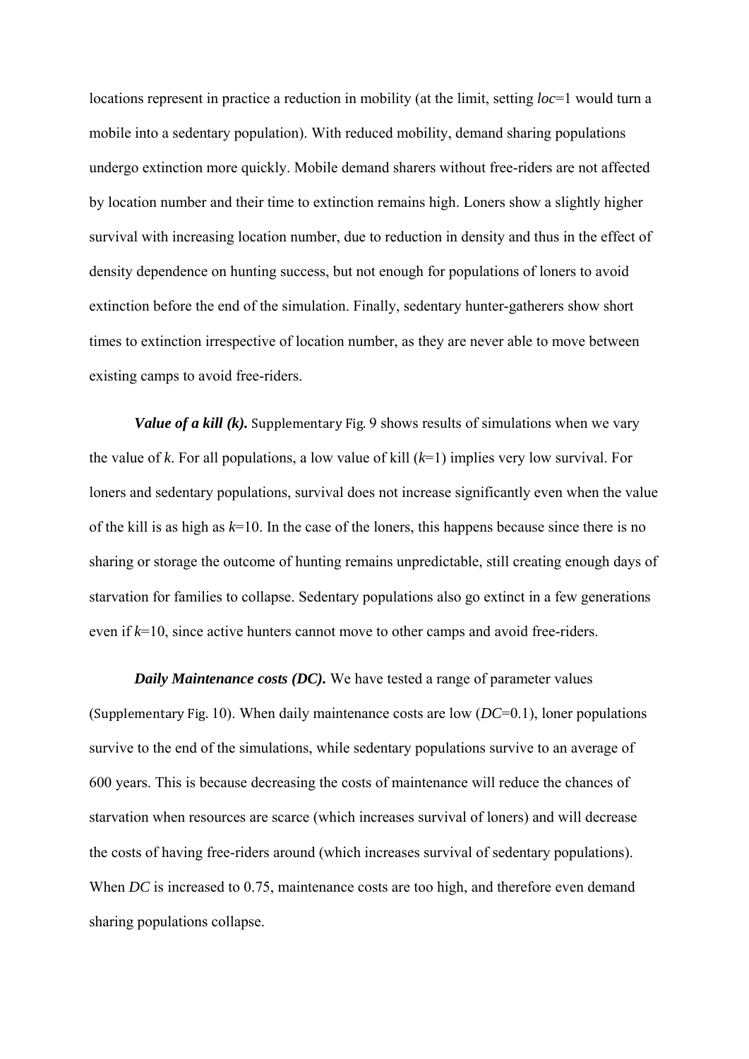locations represent in practice a reduction in mobility (at the limit, setting *loc*=1 would turn a mobile into a sedentary population). With reduced mobility, demand sharing populations undergo extinction more quickly. Mobile demand sharers without free-riders are not affected by location number and their time to extinction remains high. Loners show a slightly higher survival with increasing location number, due to reduction in density and thus in the effect of density dependence on hunting success, but not enough for populations of loners to avoid extinction before the end of the simulation. Finally, sedentary hunter-gatherers show short times to extinction irrespective of location number, as they are never able to move between existing camps to avoid free-riders.

***Value of a kill (k).*** Supplementary Fig. 9 shows results of simulations when we vary the value of *k*. For all populations, a low value of kill (*k*=1) implies very low survival. For loners and sedentary populations, survival does not increase significantly even when the value of the kill is as high as *k*=10. In the case of the loners, this happens because since there is no sharing or storage the outcome of hunting remains unpredictable, still creating enough days of starvation for families to collapse. Sedentary populations also go extinct in a few generations even if *k*=10, since active hunters cannot move to other camps and avoid free-riders.

***Daily Maintenance costs (DC).*** We have tested a range of parameter values (Supplementary Fig. 10). When daily maintenance costs are low (*DC*=0.1), loner populations survive to the end of the simulations, while sedentary populations survive to an average of 600 years. This is because decreasing the costs of maintenance will reduce the chances of starvation when resources are scarce (which increases survival of loners) and will decrease the costs of having free-riders around (which increases survival of sedentary populations). When *DC* is increased to 0.75, maintenance costs are too high, and therefore even demand sharing populations collapse.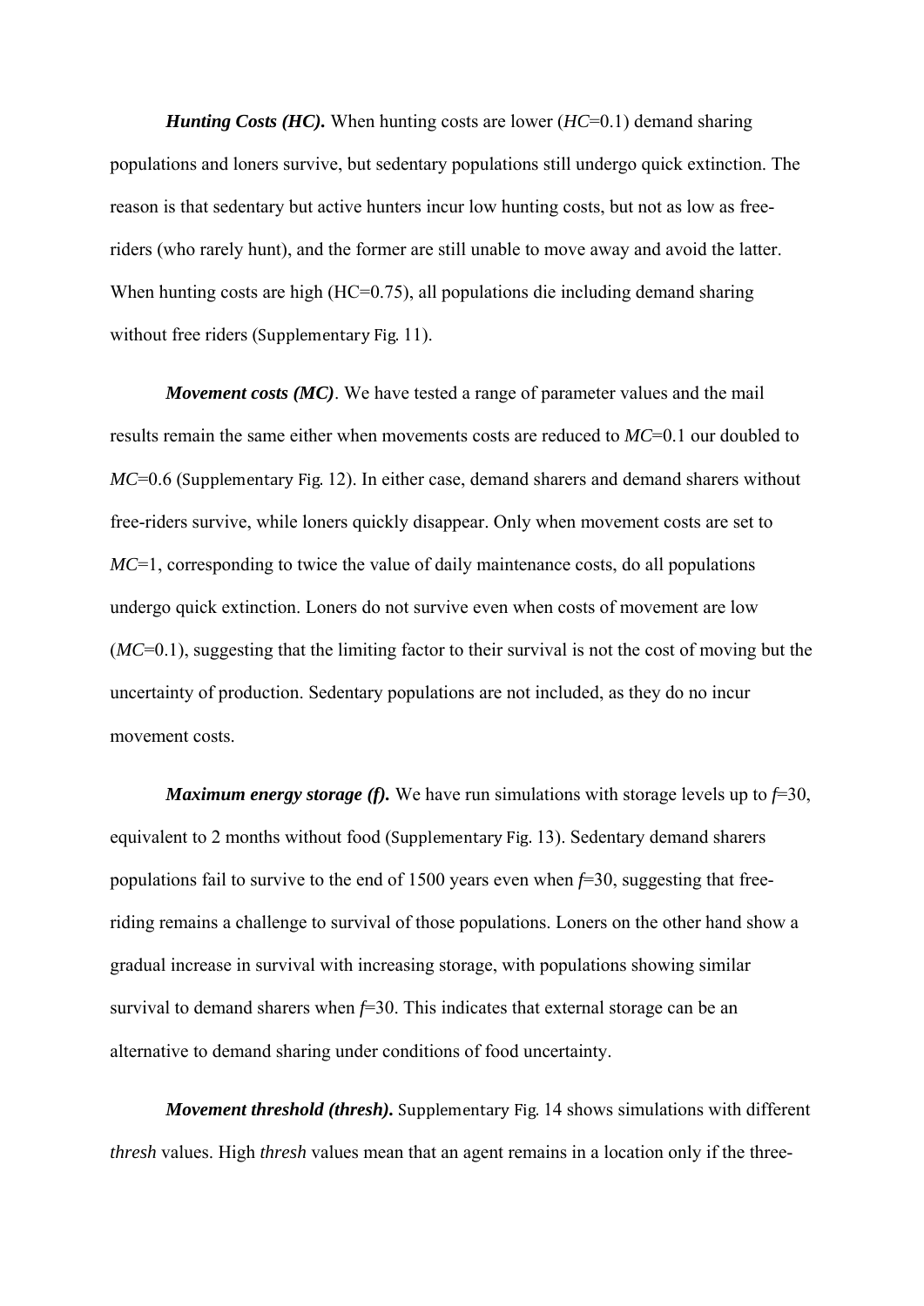***Hunting Costs (HC).*** When hunting costs are lower (*HC*=0.1) demand sharing populations and loners survive, but sedentary populations still undergo quick extinction. The reason is that sedentary but active hunters incur low hunting costs, but not as low as free-riders (who rarely hunt), and the former are still unable to move away and avoid the latter. When hunting costs are high (HC=0.75), all populations die including demand sharing without free riders (Supplementary Fig. 11).

***Movement costs (MC)***. We have tested a range of parameter values and the mail results remain the same either when movements costs are reduced to *MC*=0.1 our doubled to *MC*=0.6 (Supplementary Fig. 12). In either case, demand sharers and demand sharers without free-riders survive, while loners quickly disappear. Only when movement costs are set to *MC*=1, corresponding to twice the value of daily maintenance costs, do all populations undergo quick extinction. Loners do not survive even when costs of movement are low (*MC*=0.1), suggesting that the limiting factor to their survival is not the cost of moving but the uncertainty of production. Sedentary populations are not included, as they do no incur movement costs.

***Maximum energy storage (f).*** We have run simulations with storage levels up to *f*=30, equivalent to 2 months without food (Supplementary Fig. 13). Sedentary demand sharers populations fail to survive to the end of 1500 years even when *f*=30, suggesting that free-riding remains a challenge to survival of those populations. Loners on the other hand show a gradual increase in survival with increasing storage, with populations showing similar survival to demand sharers when *f*=30. This indicates that external storage can be an alternative to demand sharing under conditions of food uncertainty.

***Movement threshold (thresh).*** Supplementary Fig. 14 shows simulations with different *thresh* values. High *thresh* values mean that an agent remains in a location only if the three-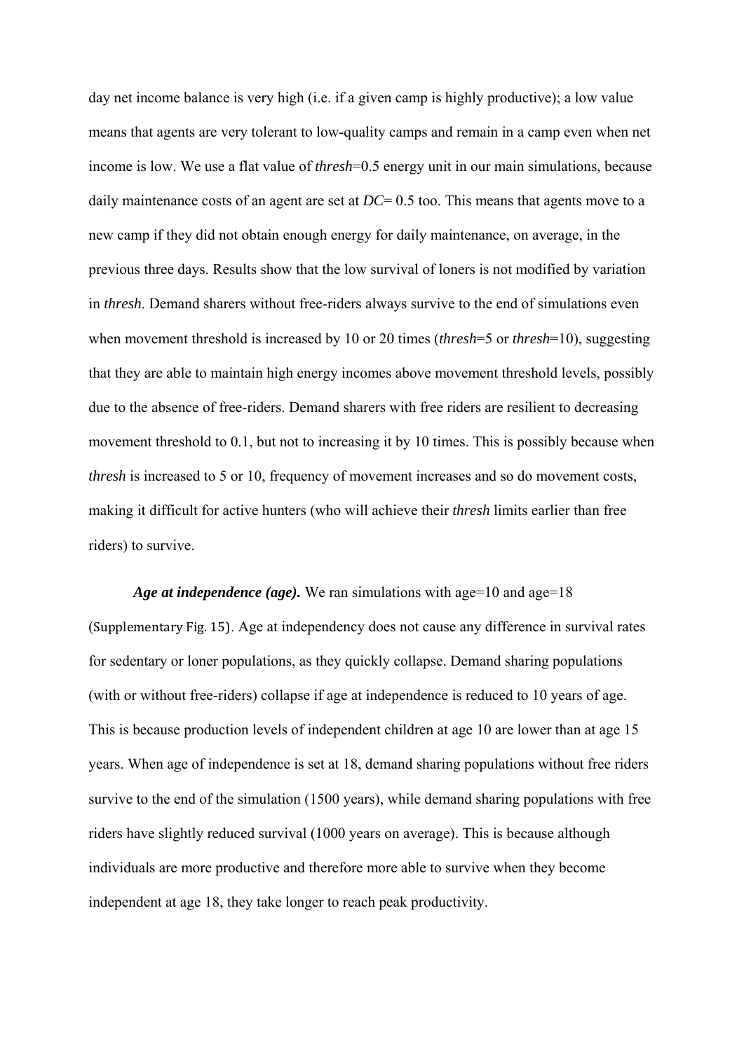day net income balance is very high (i.e. if a given camp is highly productive); a low value means that agents are very tolerant to low-quality camps and remain in a camp even when net income is low. We use a flat value of *thresh*=0.5 energy unit in our main simulations, because daily maintenance costs of an agent are set at *DC*= 0.5 too. This means that agents move to a new camp if they did not obtain enough energy for daily maintenance, on average, in the previous three days. Results show that the low survival of loners is not modified by variation in *thresh*. Demand sharers without free-riders always survive to the end of simulations even when movement threshold is increased by 10 or 20 times (*thresh*=5 or *thresh*=10), suggesting that they are able to maintain high energy incomes above movement threshold levels, possibly due to the absence of free-riders. Demand sharers with free riders are resilient to decreasing movement threshold to 0.1, but not to increasing it by 10 times. This is possibly because when *thresh* is increased to 5 or 10, frequency of movement increases and so do movement costs, making it difficult for active hunters (who will achieve their *thresh* limits earlier than free riders) to survive.

***Age at independence (age).*** We ran simulations with age=10 and age=18 (Supplementary Fig. 15). Age at independency does not cause any difference in survival rates for sedentary or loner populations, as they quickly collapse. Demand sharing populations (with or without free-riders) collapse if age at independence is reduced to 10 years of age. This is because production levels of independent children at age 10 are lower than at age 15 years. When age of independence is set at 18, demand sharing populations without free riders survive to the end of the simulation (1500 years), while demand sharing populations with free riders have slightly reduced survival (1000 years on average). This is because although individuals are more productive and therefore more able to survive when they become independent at age 18, they take longer to reach peak productivity.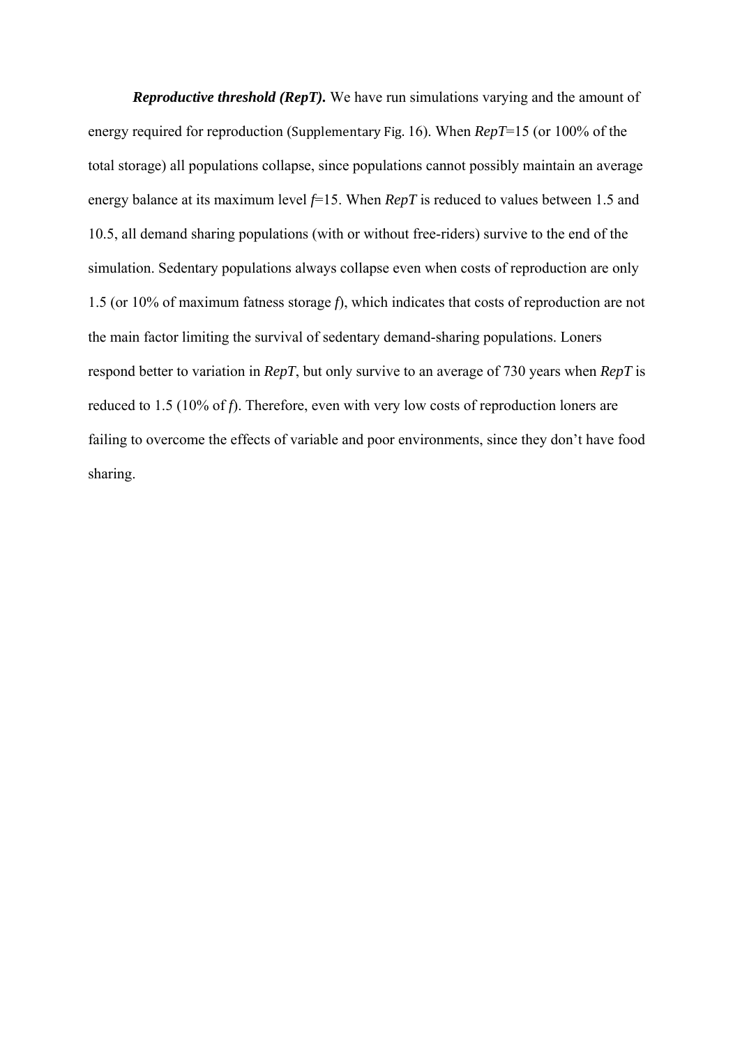***Reproductive threshold (RepT).*** We have run simulations varying and the amount of energy required for reproduction (Supplementary Fig. 16). When *RepT*=15 (or 100% of the total storage) all populations collapse, since populations cannot possibly maintain an average energy balance at its maximum level *f*=15. When *RepT* is reduced to values between 1.5 and 10.5, all demand sharing populations (with or without free-riders) survive to the end of the simulation. Sedentary populations always collapse even when costs of reproduction are only 1.5 (or 10% of maximum fatness storage *f*), which indicates that costs of reproduction are not the main factor limiting the survival of sedentary demand-sharing populations. Loners respond better to variation in *RepT*, but only survive to an average of 730 years when *RepT* is reduced to 1.5 (10% of *f*). Therefore, even with very low costs of reproduction loners are failing to overcome the effects of variable and poor environments, since they don't have food sharing.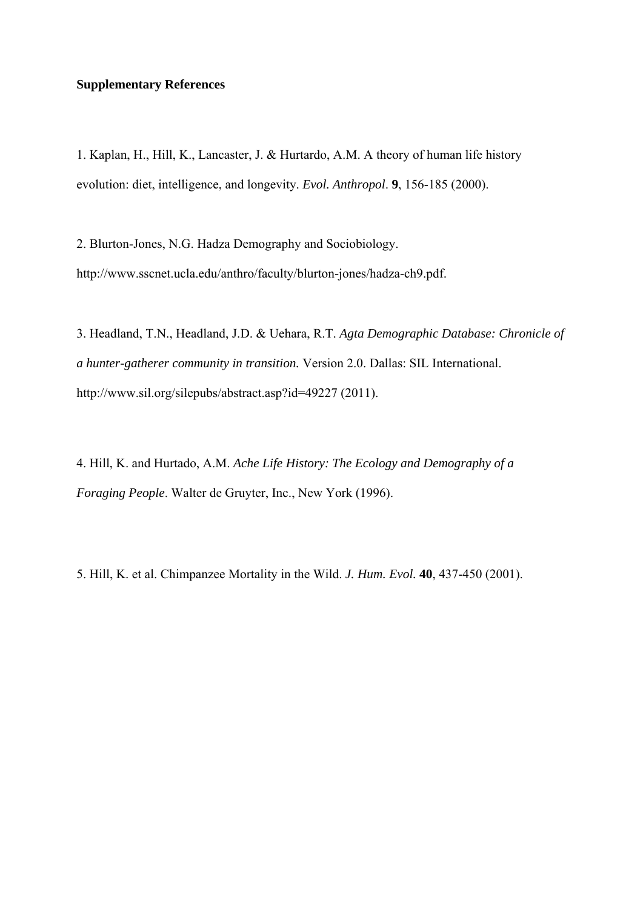**Supplementary References**

1. Kaplan, H., Hill, K., Lancaster, J. & Hurtardo, A.M. A theory of human life history evolution: diet, intelligence, and longevity. *Evol. Anthropol*. **9**, 156-185 (2000).

2. Blurton-Jones, N.G. Hadza Demography and Sociobiology. http://www.sscnet.ucla.edu/anthro/faculty/blurton-jones/hadza-ch9.pdf.

3. Headland, T.N., Headland, J.D. & Uehara, R.T. *Agta Demographic Database: Chronicle of a hunter-gatherer community in transition.* Version 2.0. Dallas: SIL International. http://www.sil.org/silepubs/abstract.asp?id=49227 (2011).

4. Hill, K. and Hurtado, A.M. *Ache Life History: The Ecology and Demography of a Foraging People*. Walter de Gruyter, Inc., New York (1996).

5. Hill, K. et al. Chimpanzee Mortality in the Wild. *J. Hum. Evol.* **40**, 437-450 (2001).